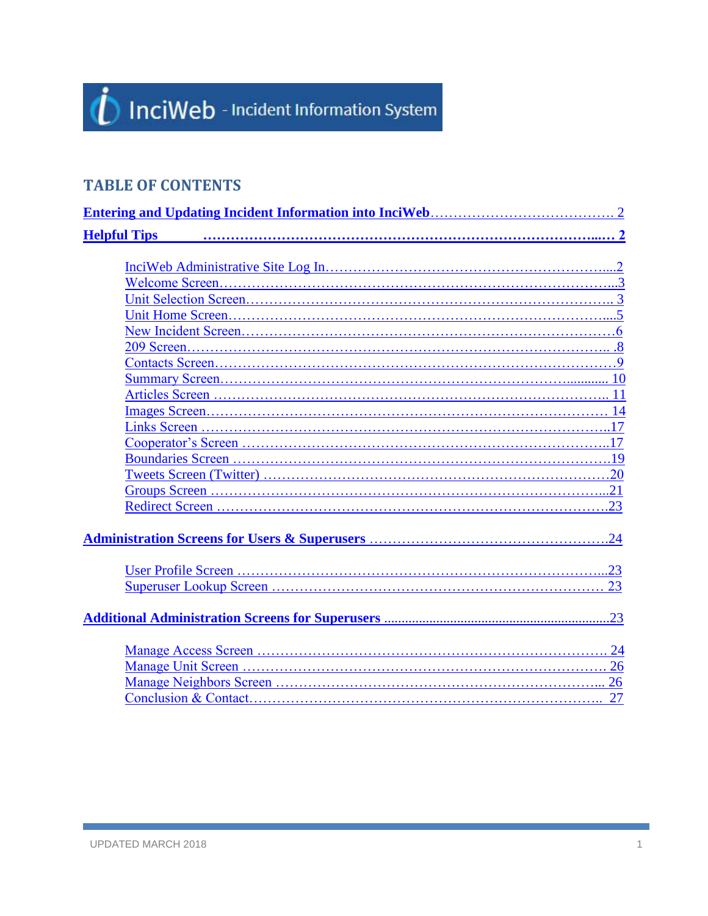InciWeb - Incident Information System

## TABLE OF CONTENTS

**Entering and Updating Incident Information into InciWeb** ........................................ 2

**Helpful Tips** ........................................................................................ 2

- InciWeb Administrative Site Log In ........................................................2
- Welcome Screen ........................................................................3
- Unit Selection Screen ..................................................................... 3
- Unit Home Screen ........................................................................5
- New Incident Screen ......................................................................6
- 209 Screen ...............................................................................8
- Contacts Screen ..........................................................................9
- Summary Screen ......................................................................... 10
- Articles Screen ......................................................................... 11
- Images Screen ........................................................................... 14
- Links Screen ............................................................................17
- Cooperator's Screen .....................................................................17
- Boundaries Screen .......................................................................19
- Tweets Screen (Twitter) .................................................................20
- Groups Screen ...........................................................................21
- Redirect Screen .........................................................................23

**Administration Screens for Users & Superusers** ........................................24

- User Profile Screen .....................................................................23
- Superuser Lookup Screen ................................................................. 23

**Additional Administration Screens for Superusers** ......................................23

- Manage Access Screen ................................................................... 24
- Manage Unit Screen ..................................................................... 26
- Manage Neighbors Screen ................................................................. 26
- Conclusion & Contact .................................................................... 27

UPDATED MARCH 2018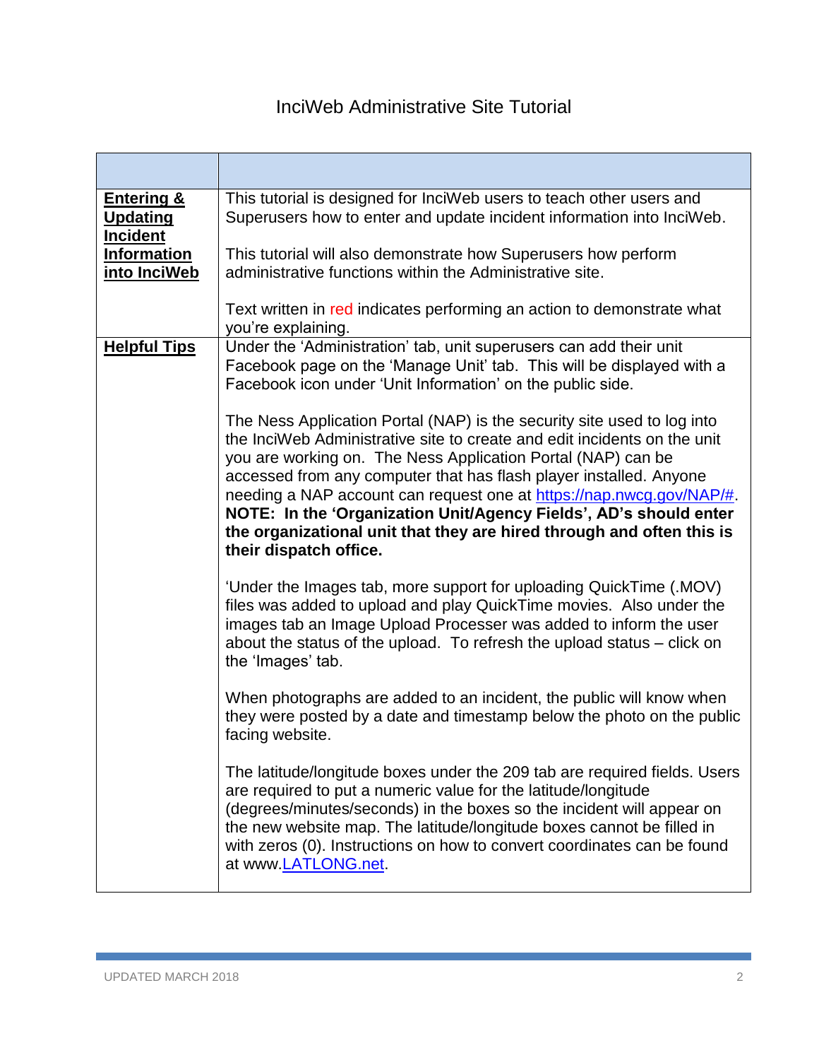# InciWeb Administrative Site Tutorial

| | |
|---|---|
| **Entering & Updating Incident Information into InciWeb** | This tutorial is designed for InciWeb users to teach other users and Superusers how to enter and update incident information into InciWeb.<br><br>This tutorial will also demonstrate how Superusers how perform administrative functions within the Administrative site.<br><br>Text written in red indicates performing an action to demonstrate what you're explaining. |
| **Helpful Tips** | Under the 'Administration' tab, unit superusers can add their unit Facebook page on the 'Manage Unit' tab. This will be displayed with a Facebook icon under 'Unit Information' on the public side.<br><br>The Ness Application Portal (NAP) is the security site used to log into the InciWeb Administrative site to create and edit incidents on the unit you are working on. The Ness Application Portal (NAP) can be accessed from any computer that has flash player installed. Anyone needing a NAP account can request one at https://nap.nwcg.gov/NAP/#. **NOTE: In the 'Organization Unit/Agency Fields', AD's should enter the organizational unit that they are hired through and often this is their dispatch office.**<br><br>'Under the Images tab, more support for uploading QuickTime (.MOV) files was added to upload and play QuickTime movies. Also under the images tab an Image Upload Processer was added to inform the user about the status of the upload. To refresh the upload status – click on the 'Images' tab.<br><br>When photographs are added to an incident, the public will know when they were posted by a date and timestamp below the photo on the public facing website.<br><br>The latitude/longitude boxes under the 209 tab are required fields. Users are required to put a numeric value for the latitude/longitude (degrees/minutes/seconds) in the boxes so the incident will appear on the new website map. The latitude/longitude boxes cannot be filled in with zeros (0). Instructions on how to convert coordinates can be found at www.LATLONG.net. |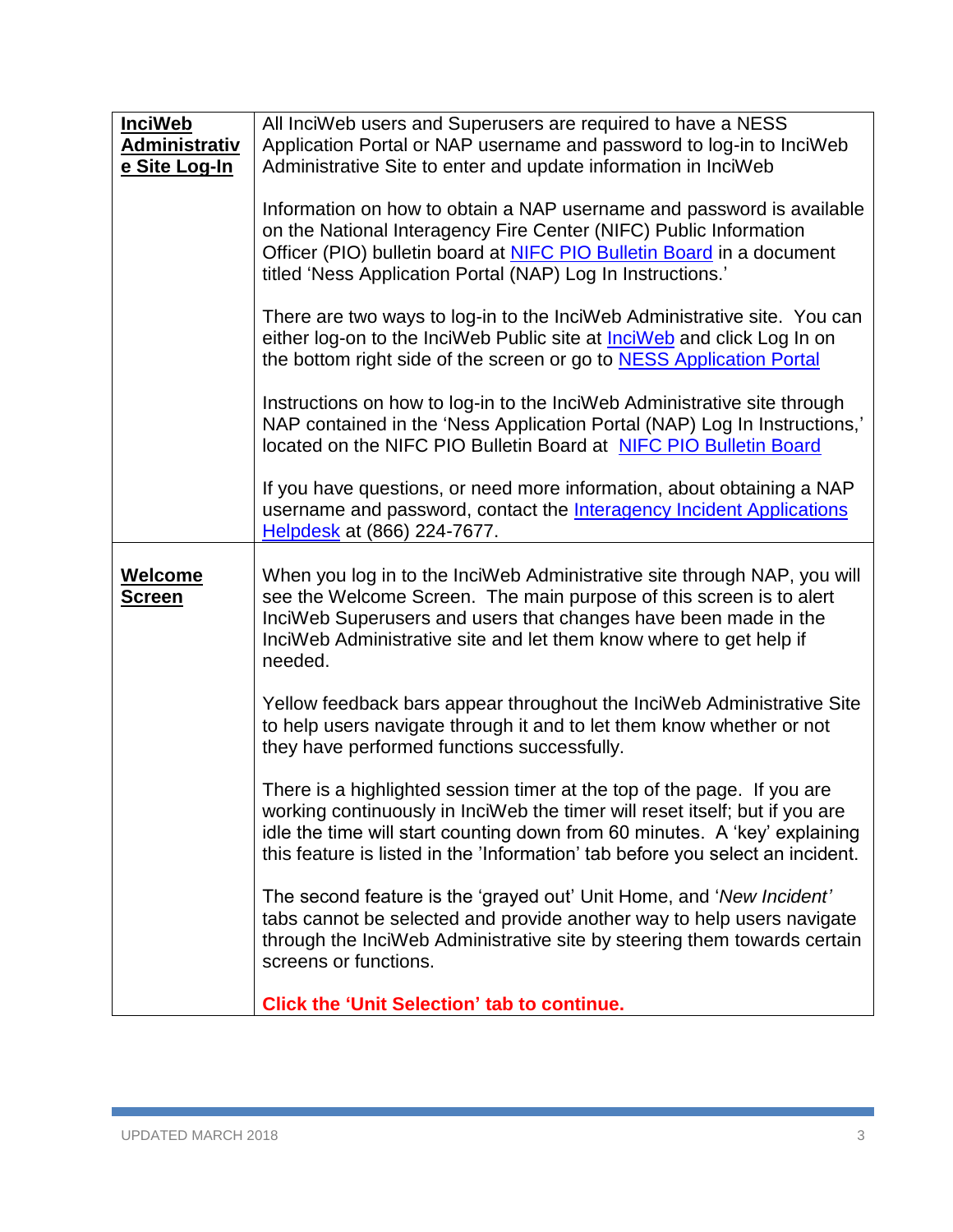| | |
|---|---|
| **InciWeb Administrative Site Log-In** | All InciWeb users and Superusers are required to have a NESS Application Portal or NAP username and password to log-in to InciWeb Administrative Site to enter and update information in InciWeb<br><br>Information on how to obtain a NAP username and password is available on the National Interagency Fire Center (NIFC) Public Information Officer (PIO) bulletin board at NIFC PIO Bulletin Board in a document titled 'Ness Application Portal (NAP) Log In Instructions.'<br><br>There are two ways to log-in to the InciWeb Administrative site. You can either log-on to the InciWeb Public site at InciWeb and click Log In on the bottom right side of the screen or go to NESS Application Portal<br><br>Instructions on how to log-in to the InciWeb Administrative site through NAP contained in the 'Ness Application Portal (NAP) Log In Instructions,' located on the NIFC PIO Bulletin Board at NIFC PIO Bulletin Board<br><br>If you have questions, or need more information, about obtaining a NAP username and password, contact the Interagency Incident Applications Helpdesk at (866) 224-7677. |
| **Welcome Screen** | When you log in to the InciWeb Administrative site through NAP, you will see the Welcome Screen. The main purpose of this screen is to alert InciWeb Superusers and users that changes have been made in the InciWeb Administrative site and let them know where to get help if needed.<br><br>Yellow feedback bars appear throughout the InciWeb Administrative Site to help users navigate through it and to let them know whether or not they have performed functions successfully.<br><br>There is a highlighted session timer at the top of the page. If you are working continuously in InciWeb the timer will reset itself; but if you are idle the time will start counting down from 60 minutes. A 'key' explaining this feature is listed in the 'Information' tab before you select an incident.<br><br>The second feature is the 'grayed out' Unit Home, and '*New Incident'* tabs cannot be selected and provide another way to help users navigate through the InciWeb Administrative site by steering them towards certain screens or functions.<br><br>**Click the 'Unit Selection' tab to continue.** |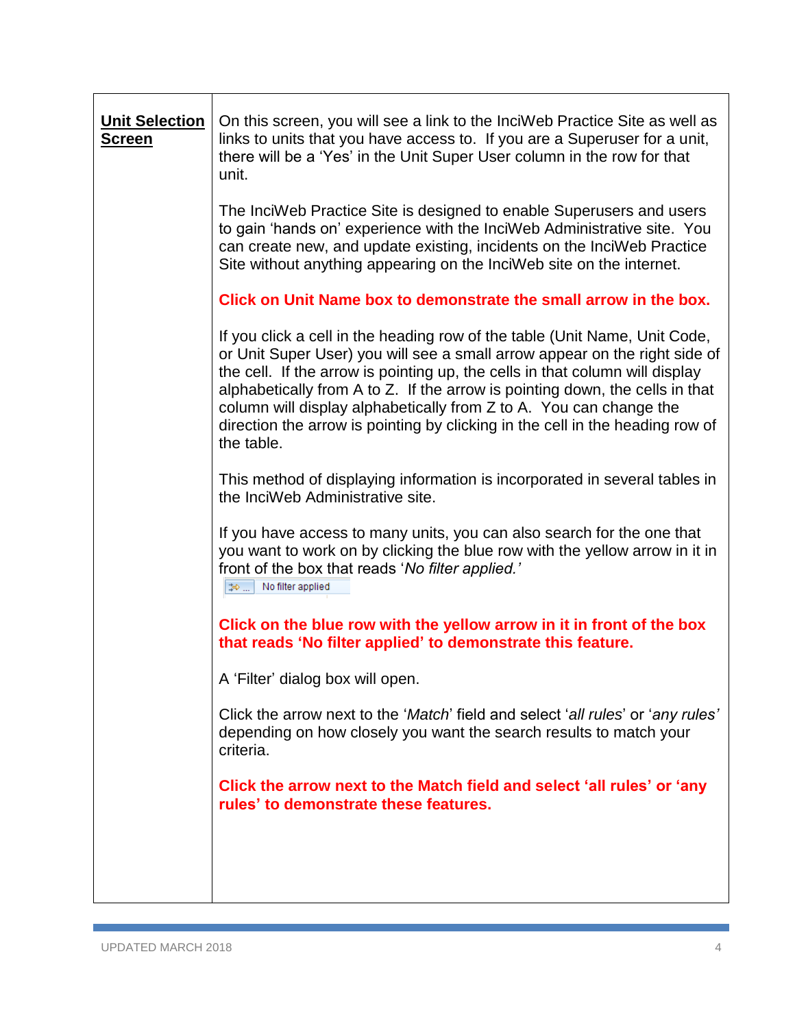| **Unit Selection Screen** | On this screen, you will see a link to the InciWeb Practice Site as well as links to units that you have access to. If you are a Superuser for a unit, there will be a 'Yes' in the Unit Super User column in the row for that unit.<br><br>The InciWeb Practice Site is designed to enable Superusers and users to gain 'hands on' experience with the InciWeb Administrative site. You can create new, and update existing, incidents on the InciWeb Practice Site without anything appearing on the InciWeb site on the internet.<br><br>**Click on Unit Name box to demonstrate the small arrow in the box.**<br><br>If you click a cell in the heading row of the table (Unit Name, Unit Code, or Unit Super User) you will see a small arrow appear on the right side of the cell. If the arrow is pointing up, the cells in that column will display alphabetically from A to Z. If the arrow is pointing down, the cells in that column will display alphabetically from Z to A. You can change the direction the arrow is pointing by clicking in the cell in the heading row of the table.<br><br>This method of displaying information is incorporated in several tables in the InciWeb Administrative site.<br><br>If you have access to many units, you can also search for the one that you want to work on by clicking the blue row with the yellow arrow in it in front of the box that reads '*No filter applied.'*<br><br>No filter applied<br><br>**Click on the blue row with the yellow arrow in it in front of the box that reads 'No filter applied' to demonstrate this feature.**<br><br>A 'Filter' dialog box will open.<br><br>Click the arrow next to the '*Match*' field and select '*all rules*' or '*any rules'* depending on how closely you want the search results to match your criteria.<br><br>**Click the arrow next to the Match field and select 'all rules' or 'any rules' to demonstrate these features.** |
|---|---|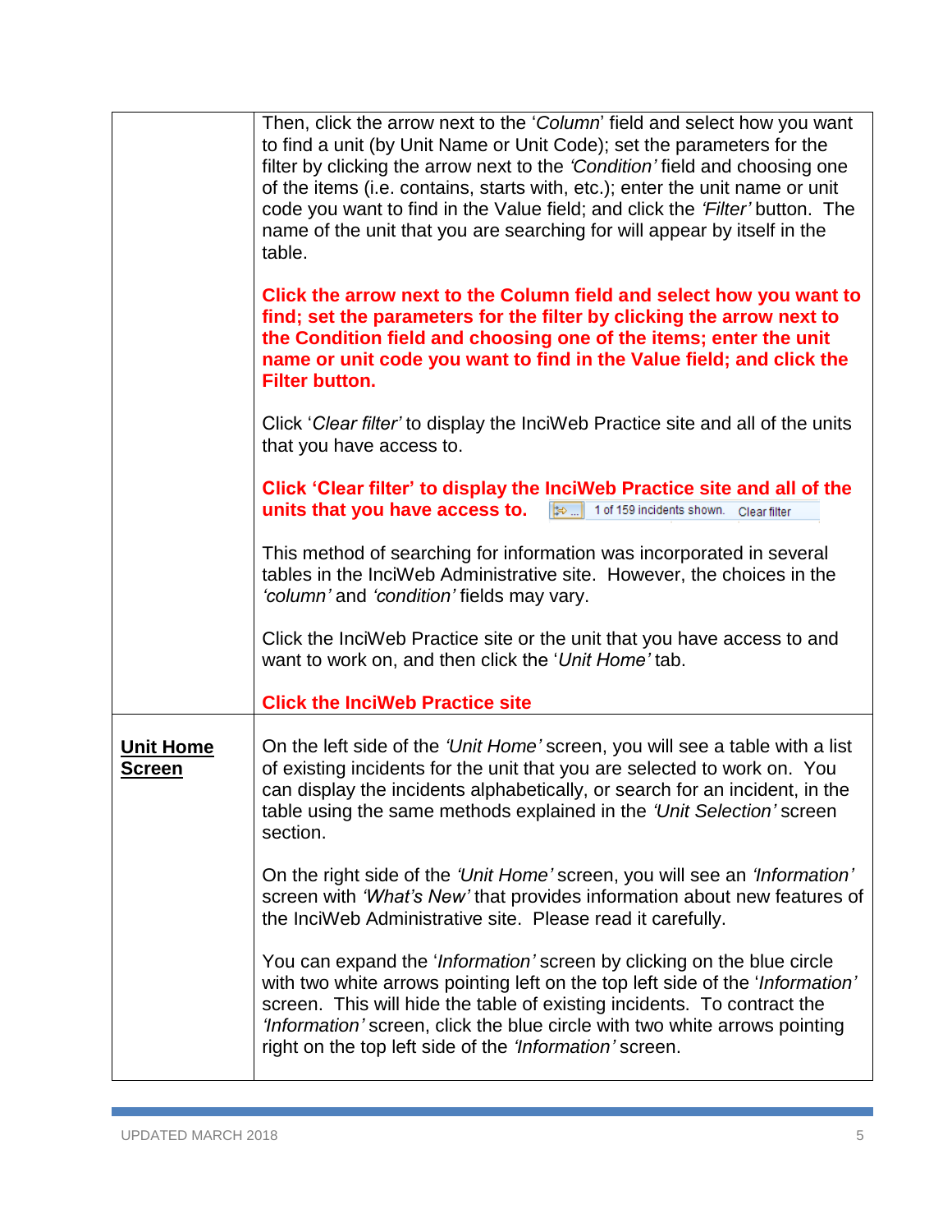| | |
|---|---|
| | Then, click the arrow next to the '*Column*' field and select how you want to find a unit (by Unit Name or Unit Code); set the parameters for the filter by clicking the arrow next to the *'Condition'* field and choosing one of the items (i.e. contains, starts with, etc.); enter the unit name or unit code you want to find in the Value field; and click the *'Filter'* button. The name of the unit that you are searching for will appear by itself in the table.<br><br>**Click the arrow next to the Column field and select how you want to find; set the parameters for the filter by clicking the arrow next to the Condition field and choosing one of the items; enter the unit name or unit code you want to find in the Value field; and click the Filter button.**<br><br>Click '*Clear filter'* to display the InciWeb Practice site and all of the units that you have access to.<br><br>**Click 'Clear filter' to display the InciWeb Practice site and all of the units that you have access to.** 1 of 159 incidents shown. Clear filter<br><br>This method of searching for information was incorporated in several tables in the InciWeb Administrative site. However, the choices in the *'column'* and *'condition'* fields may vary.<br><br>Click the InciWeb Practice site or the unit that you have access to and want to work on, and then click the '*Unit Home'* tab.<br><br>**Click the InciWeb Practice site** |
| **Unit Home Screen** | On the left side of the *'Unit Home'* screen, you will see a table with a list of existing incidents for the unit that you are selected to work on. You can display the incidents alphabetically, or search for an incident, in the table using the same methods explained in the *'Unit Selection'* screen section.<br><br>On the right side of the *'Unit Home'* screen, you will see an *'Information'* screen with *'What's New'* that provides information about new features of the InciWeb Administrative site. Please read it carefully.<br><br>You can expand the '*Information'* screen by clicking on the blue circle with two white arrows pointing left on the top left side of the '*Information'* screen. This will hide the table of existing incidents. To contract the *'Information'* screen, click the blue circle with two white arrows pointing right on the top left side of the *'Information'* screen. |

UPDATED MARCH 2018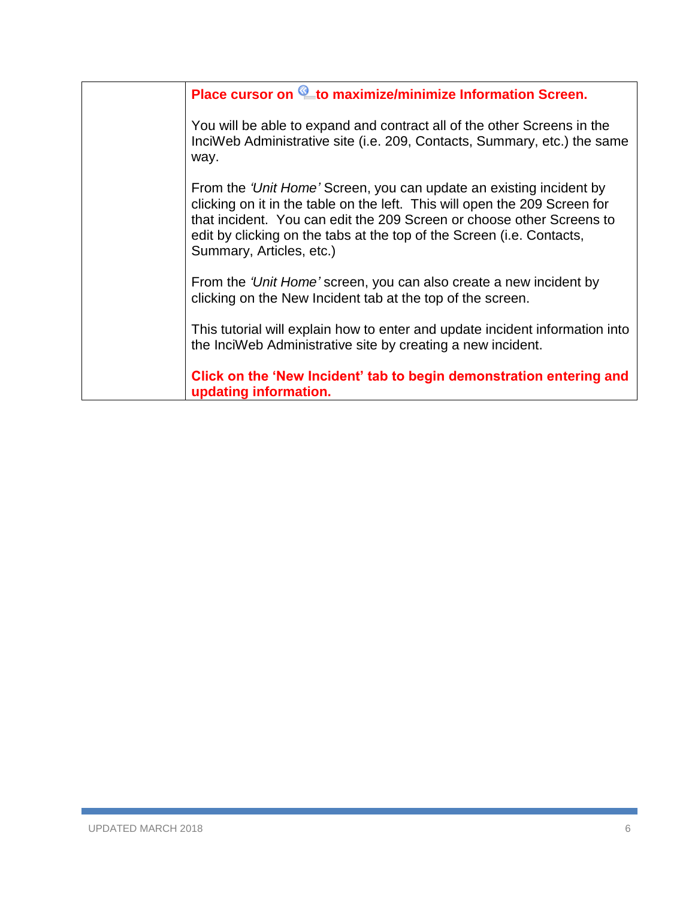| | **Place cursor on to maximize/minimize Information Screen.**<br><br>You will be able to expand and contract all of the other Screens in the InciWeb Administrative site (i.e. 209, Contacts, Summary, etc.) the same way.<br><br>From the *'Unit Home'* Screen, you can update an existing incident by clicking on it in the table on the left. This will open the 209 Screen for that incident. You can edit the 209 Screen or choose other Screens to edit by clicking on the tabs at the top of the Screen (i.e. Contacts, Summary, Articles, etc.)<br><br>From the *'Unit Home'* screen, you can also create a new incident by clicking on the New Incident tab at the top of the screen.<br><br>This tutorial will explain how to enter and update incident information into the InciWeb Administrative site by creating a new incident.<br><br>**Click on the 'New Incident' tab to begin demonstration entering and updating information.** |
|---|---|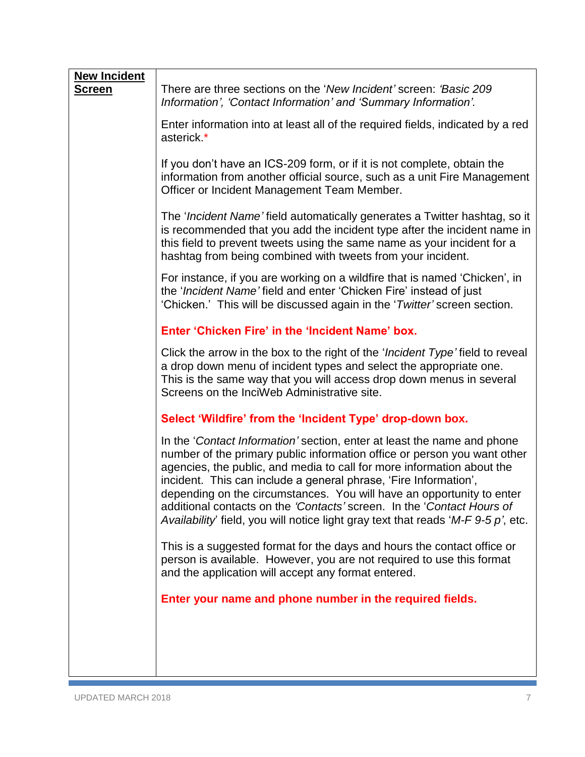| **New Incident Screen** | |
|---|---|
| | There are three sections on the '*New Incident'* screen: *'Basic 209 Information', 'Contact Information' and 'Summary Information'.*<br><br>Enter information into at least all of the required fields, indicated by a red asterick.*<br><br>If you don't have an ICS-209 form, or if it is not complete, obtain the information from another official source, such as a unit Fire Management Officer or Incident Management Team Member.<br><br>The '*Incident Name'* field automatically generates a Twitter hashtag, so it is recommended that you add the incident type after the incident name in this field to prevent tweets using the same name as your incident for a hashtag from being combined with tweets from your incident.<br><br>For instance, if you are working on a wildfire that is named 'Chicken', in the '*Incident Name'* field and enter 'Chicken Fire' instead of just 'Chicken.' This will be discussed again in the '*Twitter'* screen section.<br><br>**Enter 'Chicken Fire' in the 'Incident Name' box.**<br><br>Click the arrow in the box to the right of the '*Incident Type'* field to reveal a drop down menu of incident types and select the appropriate one. This is the same way that you will access drop down menus in several Screens on the InciWeb Administrative site.<br><br>**Select 'Wildfire' from the 'Incident Type' drop-down box.**<br><br>In the '*Contact Information'* section, enter at least the name and phone number of the primary public information office or person you want other agencies, the public, and media to call for more information about the incident. This can include a general phrase, 'Fire Information', depending on the circumstances. You will have an opportunity to enter additional contacts on the *'Contacts'* screen. In the '*Contact Hours of Availability*' field, you will notice light gray text that reads '*M-F 9-5 p'*, etc.<br><br>This is a suggested format for the days and hours the contact office or person is available. However, you are not required to use this format and the application will accept any format entered.<br><br>**Enter your name and phone number in the required fields.** |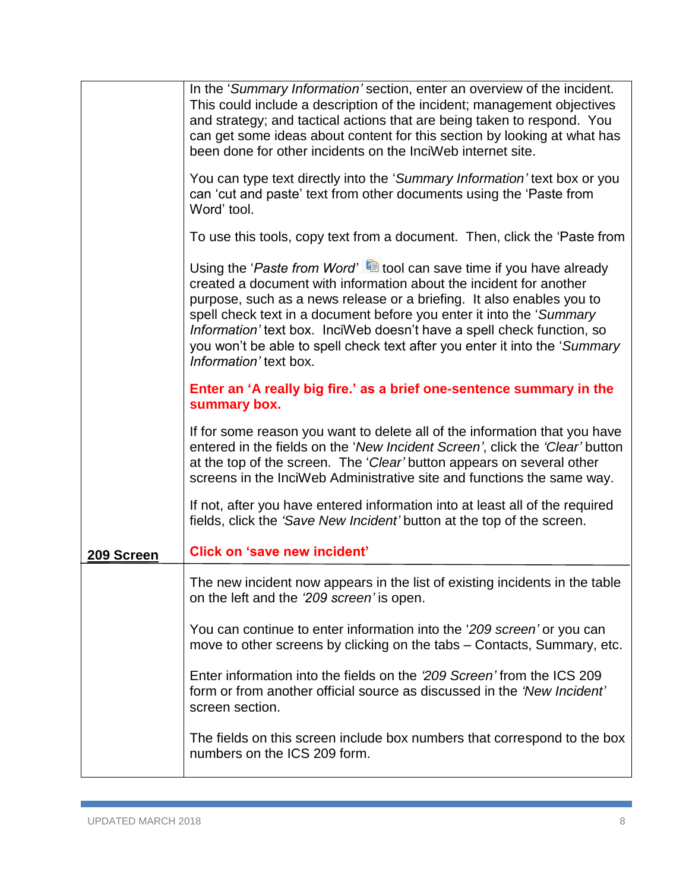| | |
|---|---|
| | In the '*Summary Information'* section, enter an overview of the incident. This could include a description of the incident; management objectives and strategy; and tactical actions that are being taken to respond. You can get some ideas about content for this section by looking at what has been done for other incidents on the InciWeb internet site.<br><br>You can type text directly into the '*Summary Information'* text box or you can 'cut and paste' text from other documents using the 'Paste from Word' tool.<br><br>To use this tools, copy text from a document. Then, click the 'Paste from<br><br>Using the '*Paste from Word'* tool can save time if you have already created a document with information about the incident for another purpose, such as a news release or a briefing. It also enables you to spell check text in a document before you enter it into the '*Summary Information'* text box. InciWeb doesn't have a spell check function, so you won't be able to spell check text after you enter it into the '*Summary Information'* text box.<br><br>**Enter an 'A really big fire.' as a brief one-sentence summary in the summary box.**<br><br>If for some reason you want to delete all of the information that you have entered in the fields on the '*New Incident Screen'*, click the *'Clear'* button at the top of the screen. The '*Clear'* button appears on several other screens in the InciWeb Administrative site and functions the same way.<br><br>If not, after you have entered information into at least all of the required fields, click the *'Save New Incident'* button at the top of the screen.<br><br>**Click on 'save new incident'** |
| **209 Screen** | The new incident now appears in the list of existing incidents in the table on the left and the *'209 screen'* is open.<br><br>You can continue to enter information into the '*209 screen'* or you can move to other screens by clicking on the tabs – Contacts, Summary, etc.<br><br>Enter information into the fields on the *'209 Screen'* from the ICS 209 form or from another official source as discussed in the *'New Incident'* screen section.<br><br>The fields on this screen include box numbers that correspond to the box numbers on the ICS 209 form. |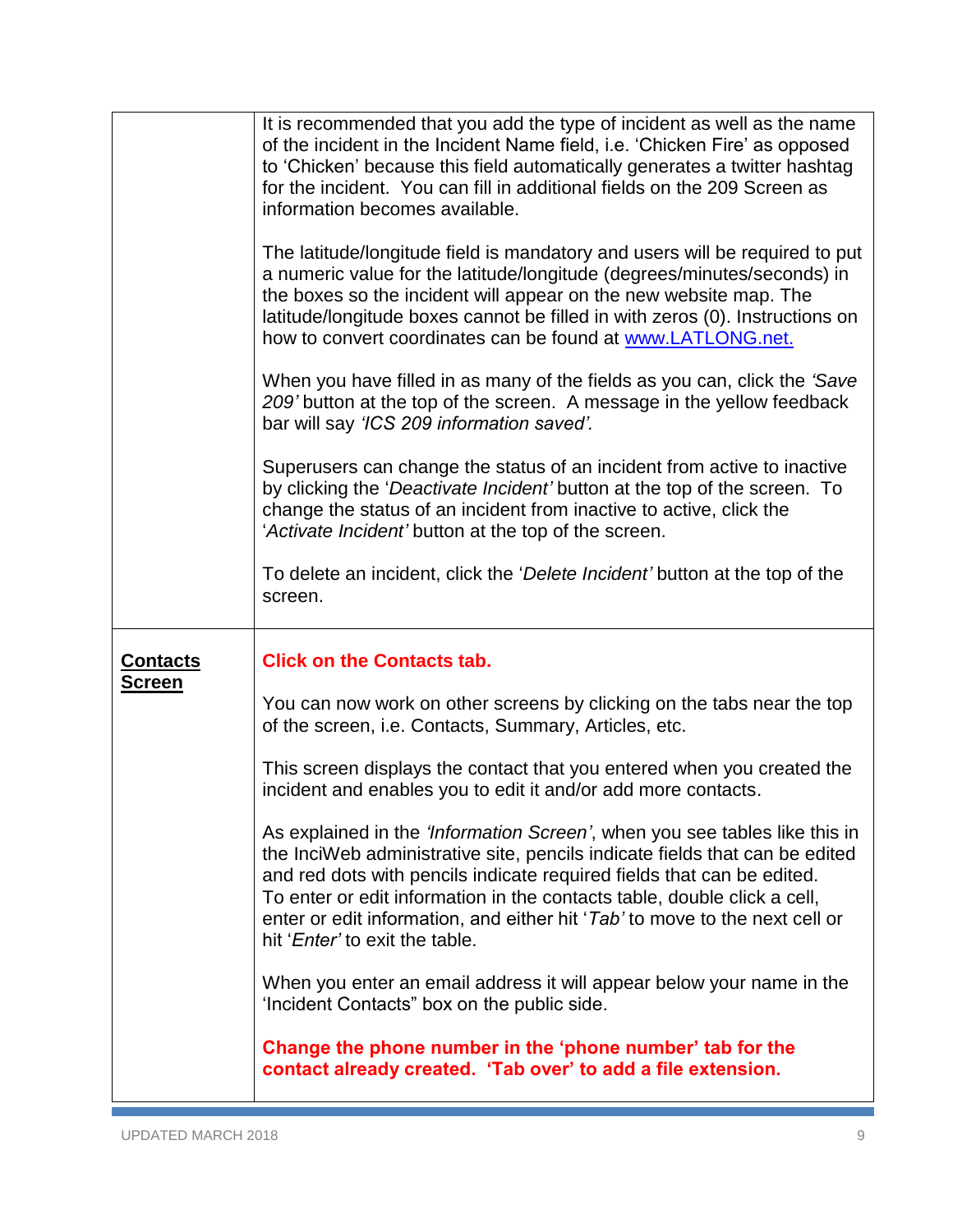| | |
|---|---|
| | It is recommended that you add the type of incident as well as the name of the incident in the Incident Name field, i.e. 'Chicken Fire' as opposed to 'Chicken' because this field automatically generates a twitter hashtag for the incident. You can fill in additional fields on the 209 Screen as information becomes available.<br><br>The latitude/longitude field is mandatory and users will be required to put a numeric value for the latitude/longitude (degrees/minutes/seconds) in the boxes so the incident will appear on the new website map. The latitude/longitude boxes cannot be filled in with zeros (0). Instructions on how to convert coordinates can be found at [www.LATLONG.net.](http://www.LATLONG.net)<br><br>When you have filled in as many of the fields as you can, click the *'Save 209'* button at the top of the screen. A message in the yellow feedback bar will say *'ICS 209 information saved'.*<br><br>Superusers can change the status of an incident from active to inactive by clicking the '*Deactivate Incident'* button at the top of the screen. To change the status of an incident from inactive to active, click the '*Activate Incident'* button at the top of the screen.<br><br>To delete an incident, click the '*Delete Incident'* button at the top of the screen. |
| **Contacts Screen** | **Click on the Contacts tab.**<br><br>You can now work on other screens by clicking on the tabs near the top of the screen, i.e. Contacts, Summary, Articles, etc.<br><br>This screen displays the contact that you entered when you created the incident and enables you to edit it and/or add more contacts.<br><br>As explained in the *'Information Screen'*, when you see tables like this in the InciWeb administrative site, pencils indicate fields that can be edited and red dots with pencils indicate required fields that can be edited. To enter or edit information in the contacts table, double click a cell, enter or edit information, and either hit '*Tab'* to move to the next cell or hit '*Enter'* to exit the table.<br><br>When you enter an email address it will appear below your name in the 'Incident Contacts" box on the public side.<br><br>**Change the phone number in the 'phone number' tab for the contact already created. 'Tab over' to add a file extension.** |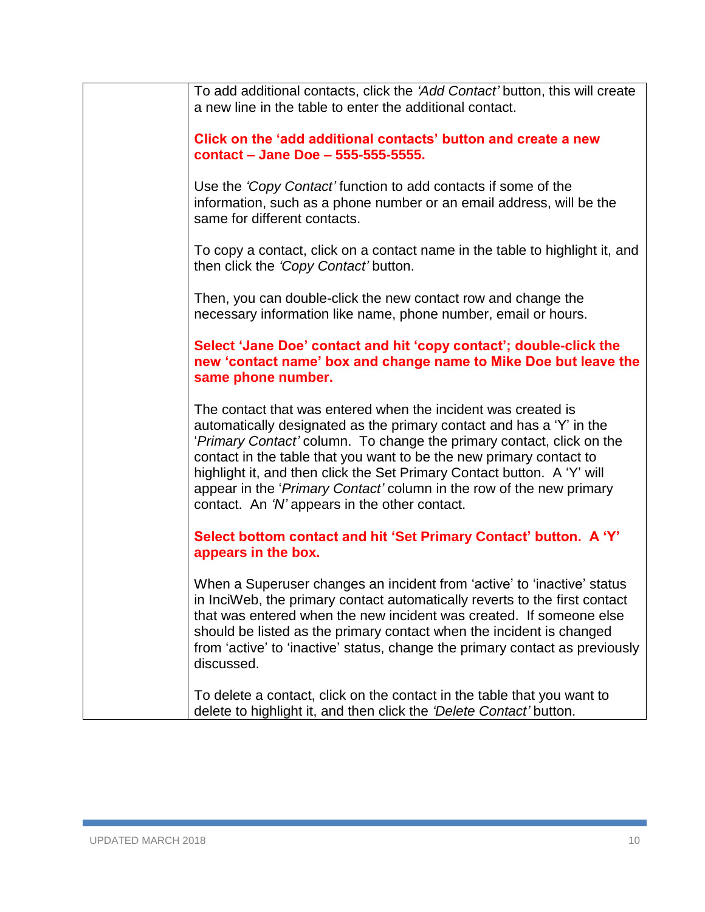| | |
|---|---|
| | To add additional contacts, click the *'Add Contact'* button, this will create a new line in the table to enter the additional contact.<br><br>**Click on the 'add additional contacts' button and create a new contact – Jane Doe – 555-555-5555.**<br><br>Use the *'Copy Contact'* function to add contacts if some of the information, such as a phone number or an email address, will be the same for different contacts.<br><br>To copy a contact, click on a contact name in the table to highlight it, and then click the *'Copy Contact'* button.<br><br>Then, you can double-click the new contact row and change the necessary information like name, phone number, email or hours.<br><br>**Select 'Jane Doe' contact and hit 'copy contact'; double-click the new 'contact name' box and change name to Mike Doe but leave the same phone number.**<br><br>The contact that was entered when the incident was created is automatically designated as the primary contact and has a 'Y' in the '*Primary Contact'* column. To change the primary contact, click on the contact in the table that you want to be the new primary contact to highlight it, and then click the Set Primary Contact button. A 'Y' will appear in the '*Primary Contact'* column in the row of the new primary contact. An *'N'* appears in the other contact.<br><br>**Select bottom contact and hit 'Set Primary Contact' button. A 'Y' appears in the box.**<br><br>When a Superuser changes an incident from 'active' to 'inactive' status in InciWeb, the primary contact automatically reverts to the first contact that was entered when the new incident was created. If someone else should be listed as the primary contact when the incident is changed from 'active' to 'inactive' status, change the primary contact as previously discussed.<br><br>To delete a contact, click on the contact in the table that you want to delete to highlight it, and then click the *'Delete Contact'* button. |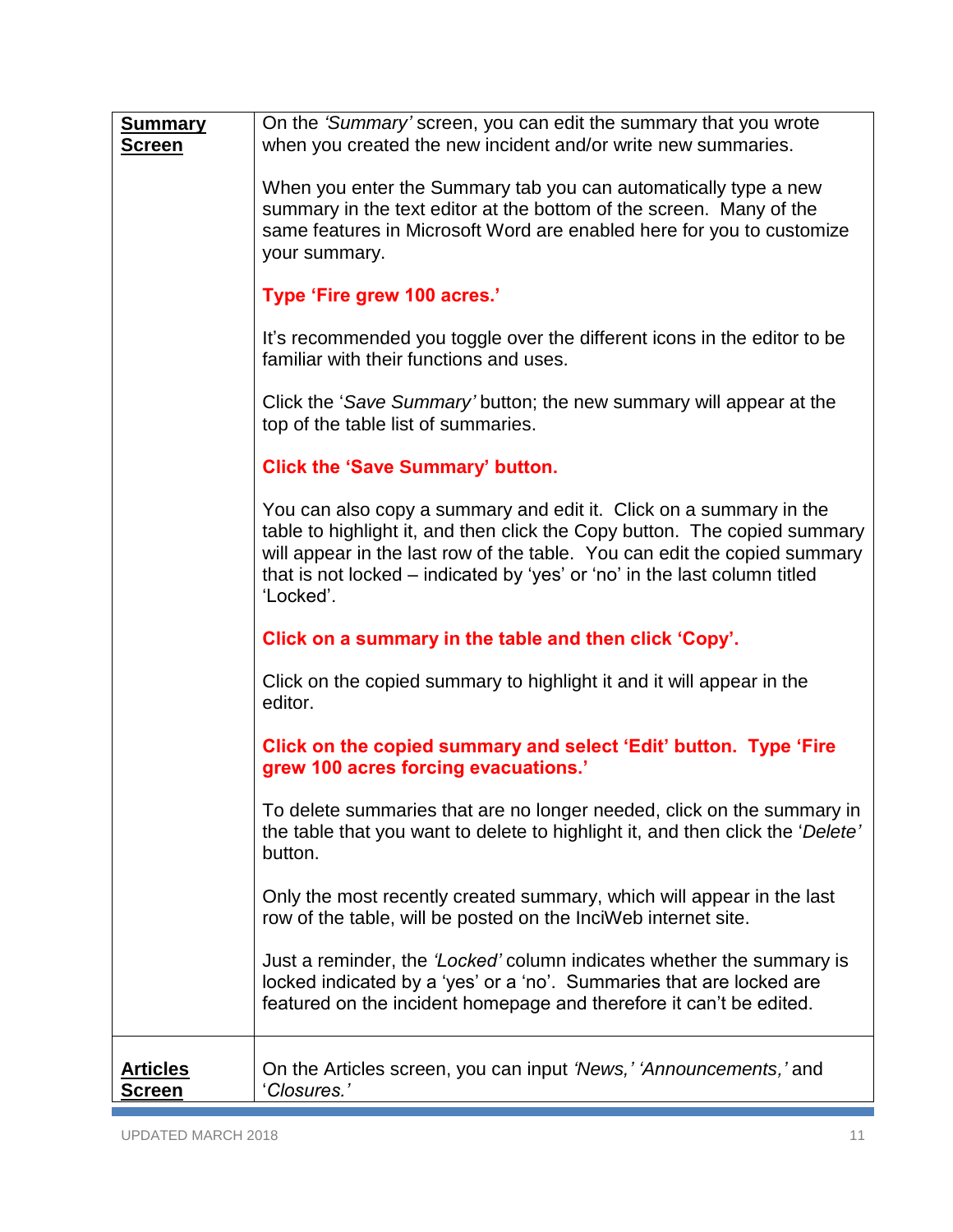| | |
|---|---|
| <u>**Summary Screen**</u> | On the *'Summary'* screen, you can edit the summary that you wrote when you created the new incident and/or write new summaries.<br><br>When you enter the Summary tab you can automatically type a new summary in the text editor at the bottom of the screen. Many of the same features in Microsoft Word are enabled here for you to customize your summary.<br><br>**Type 'Fire grew 100 acres.'**<br><br>It's recommended you toggle over the different icons in the editor to be familiar with their functions and uses.<br><br>Click the '*Save Summary'* button; the new summary will appear at the top of the table list of summaries.<br><br>**Click the 'Save Summary' button.**<br><br>You can also copy a summary and edit it. Click on a summary in the table to highlight it, and then click the Copy button. The copied summary will appear in the last row of the table. You can edit the copied summary that is not locked – indicated by 'yes' or 'no' in the last column titled 'Locked'.<br><br>**Click on a summary in the table and then click 'Copy'.**<br><br>Click on the copied summary to highlight it and it will appear in the editor.<br><br>**Click on the copied summary and select 'Edit' button. Type 'Fire grew 100 acres forcing evacuations.'**<br><br>To delete summaries that are no longer needed, click on the summary in the table that you want to delete to highlight it, and then click the '*Delete'* button.<br><br>Only the most recently created summary, which will appear in the last row of the table, will be posted on the InciWeb internet site.<br><br>Just a reminder, the *'Locked'* column indicates whether the summary is locked indicated by a 'yes' or a 'no'. Summaries that are locked are featured on the incident homepage and therefore it can't be edited. |
| <u>**Articles Screen**</u> | On the Articles screen, you can input *'News,' 'Announcements,'* and '*Closures.'* |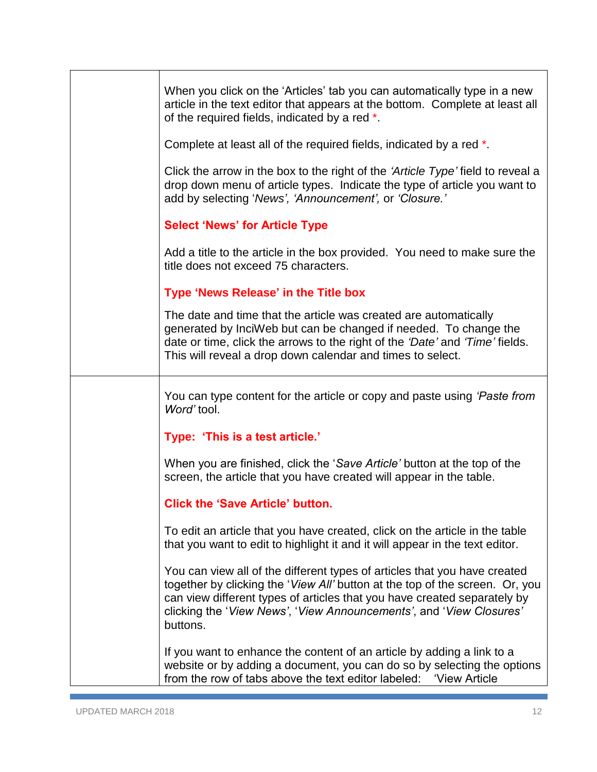| | |
|---|---|
| | When you click on the 'Articles' tab you can automatically type in a new article in the text editor that appears at the bottom. Complete at least all of the required fields, indicated by a red *.<br><br>Complete at least all of the required fields, indicated by a red *.<br><br>Click the arrow in the box to the right of the *'Article Type'* field to reveal a drop down menu of article types. Indicate the type of article you want to add by selecting '*News', 'Announcement',* or *'Closure.'*<br><br>**Select 'News' for Article Type**<br><br>Add a title to the article in the box provided. You need to make sure the title does not exceed 75 characters.<br><br>**Type 'News Release' in the Title box**<br><br>The date and time that the article was created are automatically generated by InciWeb but can be changed if needed. To change the date or time, click the arrows to the right of the *'Date'* and *'Time'* fields. This will reveal a drop down calendar and times to select. |
| | You can type content for the article or copy and paste using *'Paste from Word'* tool.<br><br>**Type: 'This is a test article.'**<br><br>When you are finished, click the '*Save Article'* button at the top of the screen, the article that you have created will appear in the table.<br><br>**Click the 'Save Article' button.**<br><br>To edit an article that you have created, click on the article in the table that you want to edit to highlight it and it will appear in the text editor.<br><br>You can view all of the different types of articles that you have created together by clicking the '*View All'* button at the top of the screen. Or, you can view different types of articles that you have created separately by clicking the '*View News'*, '*View Announcements'*, and '*View Closures'* buttons.<br><br>If you want to enhance the content of an article by adding a link to a website or by adding a document, you can do so by selecting the options from the row of tabs above the text editor labeled: 'View Article |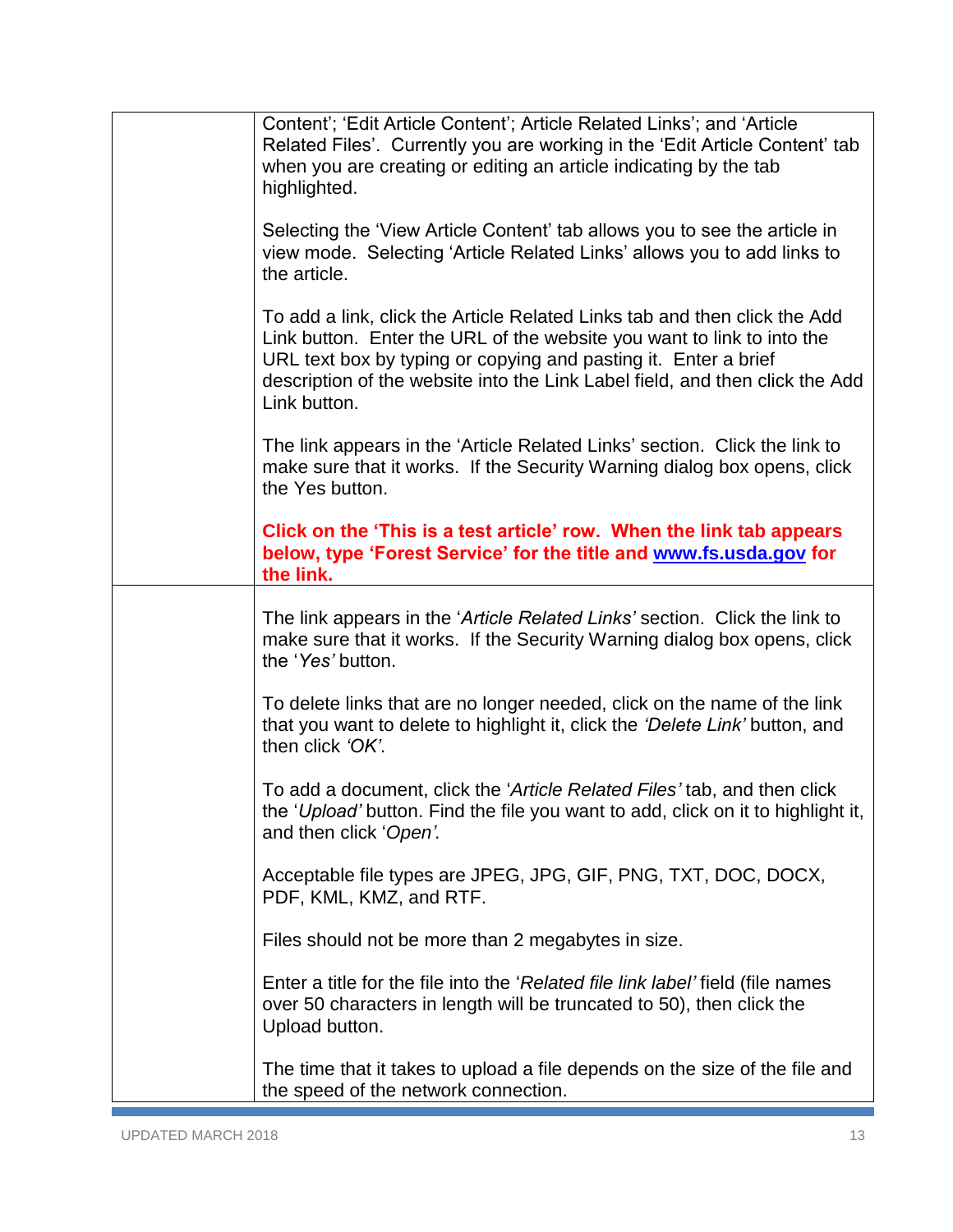| | |
|---|---|
| | Content'; 'Edit Article Content'; Article Related Links'; and 'Article Related Files'. Currently you are working in the 'Edit Article Content' tab when you are creating or editing an article indicating by the tab highlighted.<br><br>Selecting the 'View Article Content' tab allows you to see the article in view mode. Selecting 'Article Related Links' allows you to add links to the article.<br><br>To add a link, click the Article Related Links tab and then click the Add Link button. Enter the URL of the website you want to link to into the URL text box by typing or copying and pasting it. Enter a brief description of the website into the Link Label field, and then click the Add Link button.<br><br>The link appears in the 'Article Related Links' section. Click the link to make sure that it works. If the Security Warning dialog box opens, click the Yes button.<br><br>**Click on the 'This is a test article' row. When the link tab appears below, type 'Forest Service' for the title and www.fs.usda.gov for the link.** |
| | The link appears in the '*Article Related Links'* section. Click the link to make sure that it works. If the Security Warning dialog box opens, click the '*Yes'* button.<br><br>To delete links that are no longer needed, click on the name of the link that you want to delete to highlight it, click the *'Delete Link'* button, and then click *'OK'*.<br><br>To add a document, click the '*Article Related Files'* tab, and then click the '*Upload'* button. Find the file you want to add, click on it to highlight it, and then click '*Open'.*<br><br>Acceptable file types are JPEG, JPG, GIF, PNG, TXT, DOC, DOCX, PDF, KML, KMZ, and RTF.<br><br>Files should not be more than 2 megabytes in size.<br><br>Enter a title for the file into the '*Related file link label'* field (file names over 50 characters in length will be truncated to 50), then click the Upload button.<br><br>The time that it takes to upload a file depends on the size of the file and the speed of the network connection. |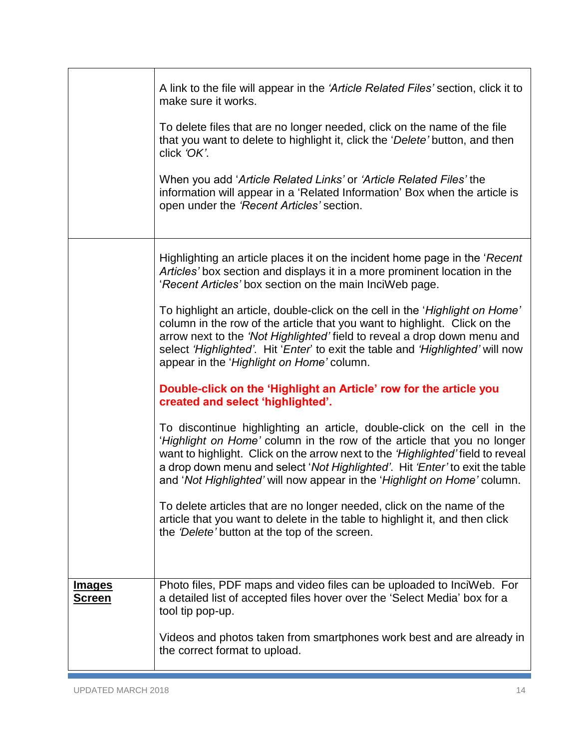| | |
|---|---|
| | A link to the file will appear in the *'Article Related Files'* section, click it to make sure it works.<br><br>To delete files that are no longer needed, click on the name of the file that you want to delete to highlight it, click the '*Delete'* button, and then click *'OK'*.<br><br>When you add '*Article Related Links'* or *'Article Related Files'* the information will appear in a 'Related Information' Box when the article is open under the *'Recent Articles'* section. |
| | Highlighting an article places it on the incident home page in the '*Recent Articles'* box section and displays it in a more prominent location in the '*Recent Articles'* box section on the main InciWeb page.<br><br>To highlight an article, double-click on the cell in the '*Highlight on Home'* column in the row of the article that you want to highlight. Click on the arrow next to the *'Not Highlighted'* field to reveal a drop down menu and select *'Highlighted'*. Hit '*Enter*' to exit the table and *'Highlighted'* will now appear in the '*Highlight on Home'* column.<br><br>**Double-click on the 'Highlight an Article' row for the article you created and select 'highlighted'.**<br><br>To discontinue highlighting an article, double-click on the cell in the '*Highlight on Home'* column in the row of the article that you no longer want to highlight. Click on the arrow next to the *'Highlighted'* field to reveal a drop down menu and select '*Not Highlighted'*. Hit *'Enter'* to exit the table and '*Not Highlighted'* will now appear in the '*Highlight on Home'* column.<br><br>To delete articles that are no longer needed, click on the name of the article that you want to delete in the table to highlight it, and then click the *'Delete'* button at the top of the screen. |
| **Images Screen** | Photo files, PDF maps and video files can be uploaded to InciWeb. For a detailed list of accepted files hover over the 'Select Media' box for a tool tip pop-up.<br><br>Videos and photos taken from smartphones work best and are already in the correct format to upload. |

UPDATED MARCH 2018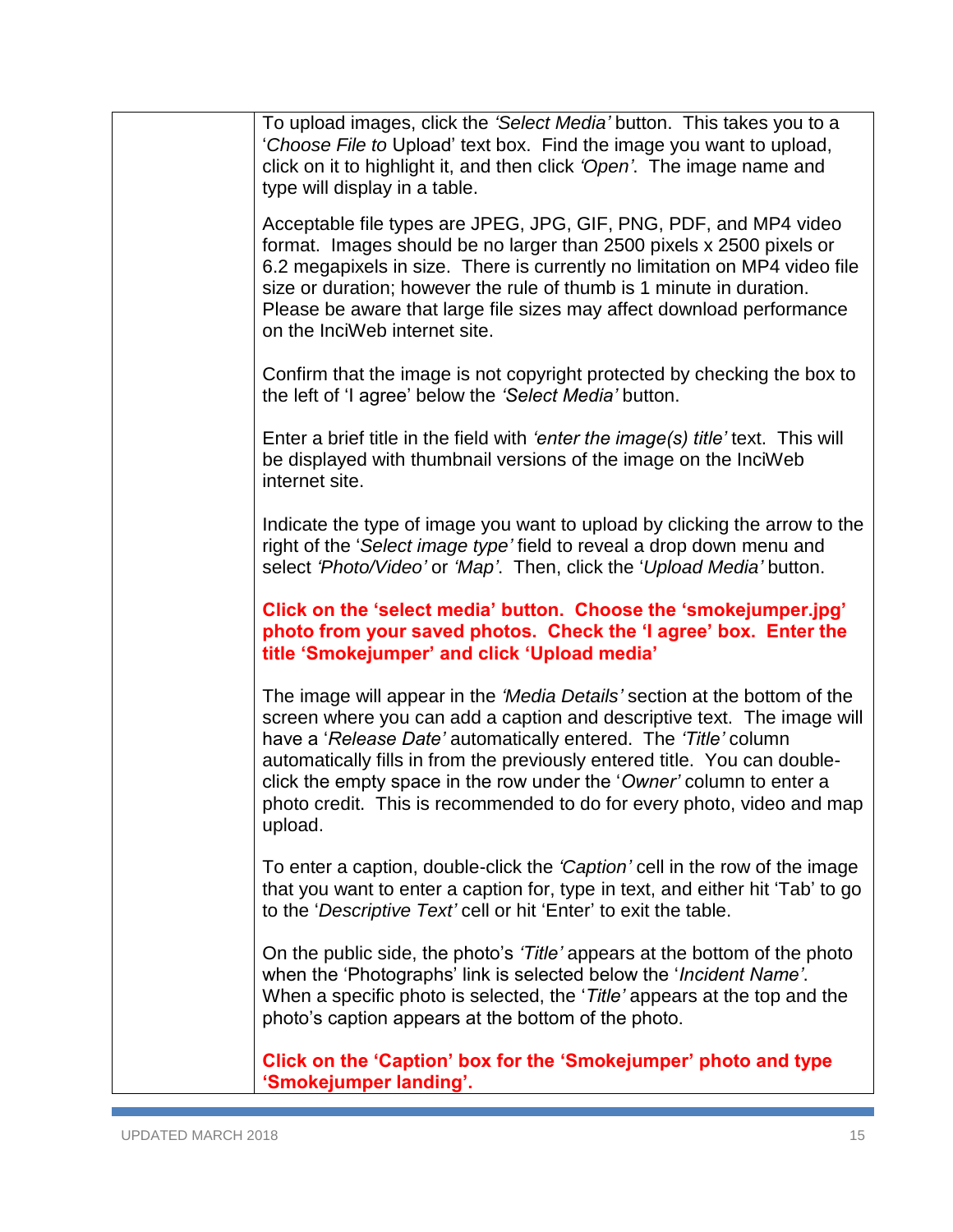To upload images, click the *'Select Media'* button. This takes you to a '*Choose File to* Upload' text box. Find the image you want to upload, click on it to highlight it, and then click *'Open'*. The image name and type will display in a table.

Acceptable file types are JPEG, JPG, GIF, PNG, PDF, and MP4 video format. Images should be no larger than 2500 pixels x 2500 pixels or 6.2 megapixels in size. There is currently no limitation on MP4 video file size or duration; however the rule of thumb is 1 minute in duration. Please be aware that large file sizes may affect download performance on the InciWeb internet site.

Confirm that the image is not copyright protected by checking the box to the left of 'I agree' below the *'Select Media'* button.

Enter a brief title in the field with *'enter the image(s) title'* text. This will be displayed with thumbnail versions of the image on the InciWeb internet site.

Indicate the type of image you want to upload by clicking the arrow to the right of the '*Select image type'* field to reveal a drop down menu and select *'Photo/Video'* or *'Map'*. Then, click the '*Upload Media'* button.

**Click on the 'select media' button. Choose the 'smokejumper.jpg' photo from your saved photos. Check the 'I agree' box. Enter the title 'Smokejumper' and click 'Upload media'**

The image will appear in the *'Media Details'* section at the bottom of the screen where you can add a caption and descriptive text. The image will have a '*Release Date'* automatically entered. The *'Title'* column automatically fills in from the previously entered title. You can double-click the empty space in the row under the '*Owner'* column to enter a photo credit. This is recommended to do for every photo, video and map upload.

To enter a caption, double-click the *'Caption'* cell in the row of the image that you want to enter a caption for, type in text, and either hit 'Tab' to go to the '*Descriptive Text'* cell or hit 'Enter' to exit the table.

On the public side, the photo's *'Title'* appears at the bottom of the photo when the 'Photographs' link is selected below the '*Incident Name'*. When a specific photo is selected, the '*Title'* appears at the top and the photo's caption appears at the bottom of the photo.

**Click on the 'Caption' box for the 'Smokejumper' photo and type 'Smokejumper landing'.**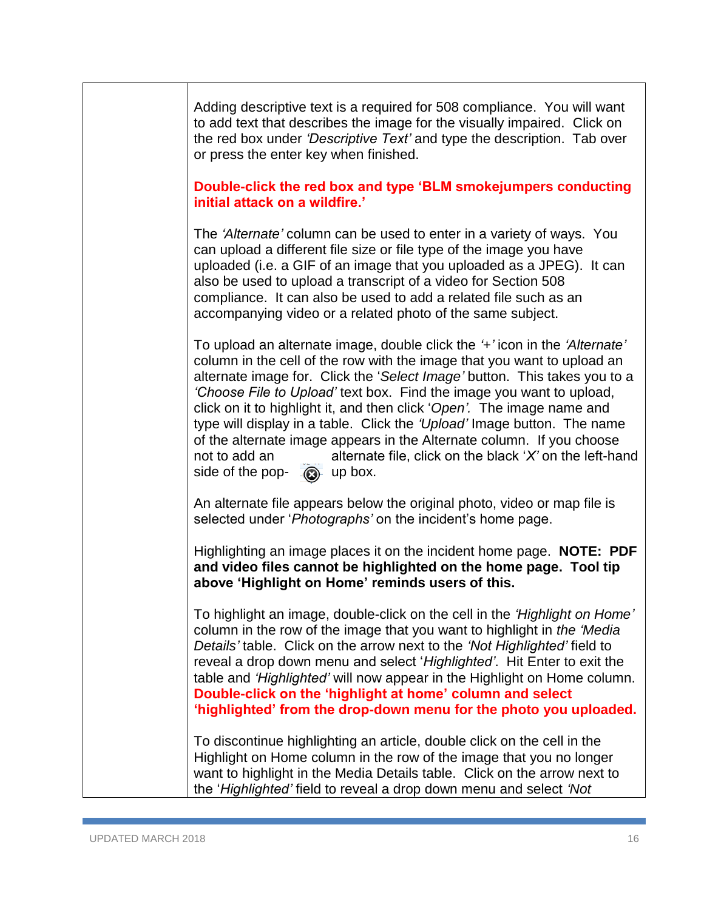| | |
|---|---|
| | Adding descriptive text is a required for 508 compliance. You will want to add text that describes the image for the visually impaired. Click on the red box under *'Descriptive Text'* and type the description. Tab over or press the enter key when finished.<br><br>**Double-click the red box and type 'BLM smokejumpers conducting initial attack on a wildfire.'**<br><br>The *'Alternate'* column can be used to enter in a variety of ways. You can upload a different file size or file type of the image you have uploaded (i.e. a GIF of an image that you uploaded as a JPEG). It can also be used to upload a transcript of a video for Section 508 compliance. It can also be used to add a related file such as an accompanying video or a related photo of the same subject.<br><br>To upload an alternate image, double click the *'+'* icon in the *'Alternate'* column in the cell of the row with the image that you want to upload an alternate image for. Click the '*Select Image'* button. This takes you to a *'Choose File to Upload'* text box. Find the image you want to upload, click on it to highlight it, and then click '*Open'.* The image name and type will display in a table. Click the *'Upload'* Image button. The name of the alternate image appears in the Alternate column. If you choose not to add an alternate file, click on the black '*X'* on the left-hand side of the pop-up box.<br><br>An alternate file appears below the original photo, video or map file is selected under '*Photographs'* on the incident's home page.<br><br>Highlighting an image places it on the incident home page. **NOTE: PDF and video files cannot be highlighted on the home page. Tool tip above 'Highlight on Home' reminds users of this.**<br><br>To highlight an image, double-click on the cell in the *'Highlight on Home'* column in the row of the image that you want to highlight in *the 'Media Details'* table. Click on the arrow next to the *'Not Highlighted'* field to reveal a drop down menu and select '*Highlighted'*. Hit Enter to exit the table and *'Highlighted'* will now appear in the Highlight on Home column. **Double-click on the 'highlight at home' column and select 'highlighted' from the drop-down menu for the photo you uploaded.**<br><br>To discontinue highlighting an article, double click on the cell in the Highlight on Home column in the row of the image that you no longer want to highlight in the Media Details table. Click on the arrow next to the '*Highlighted'* field to reveal a drop down menu and select *'Not* |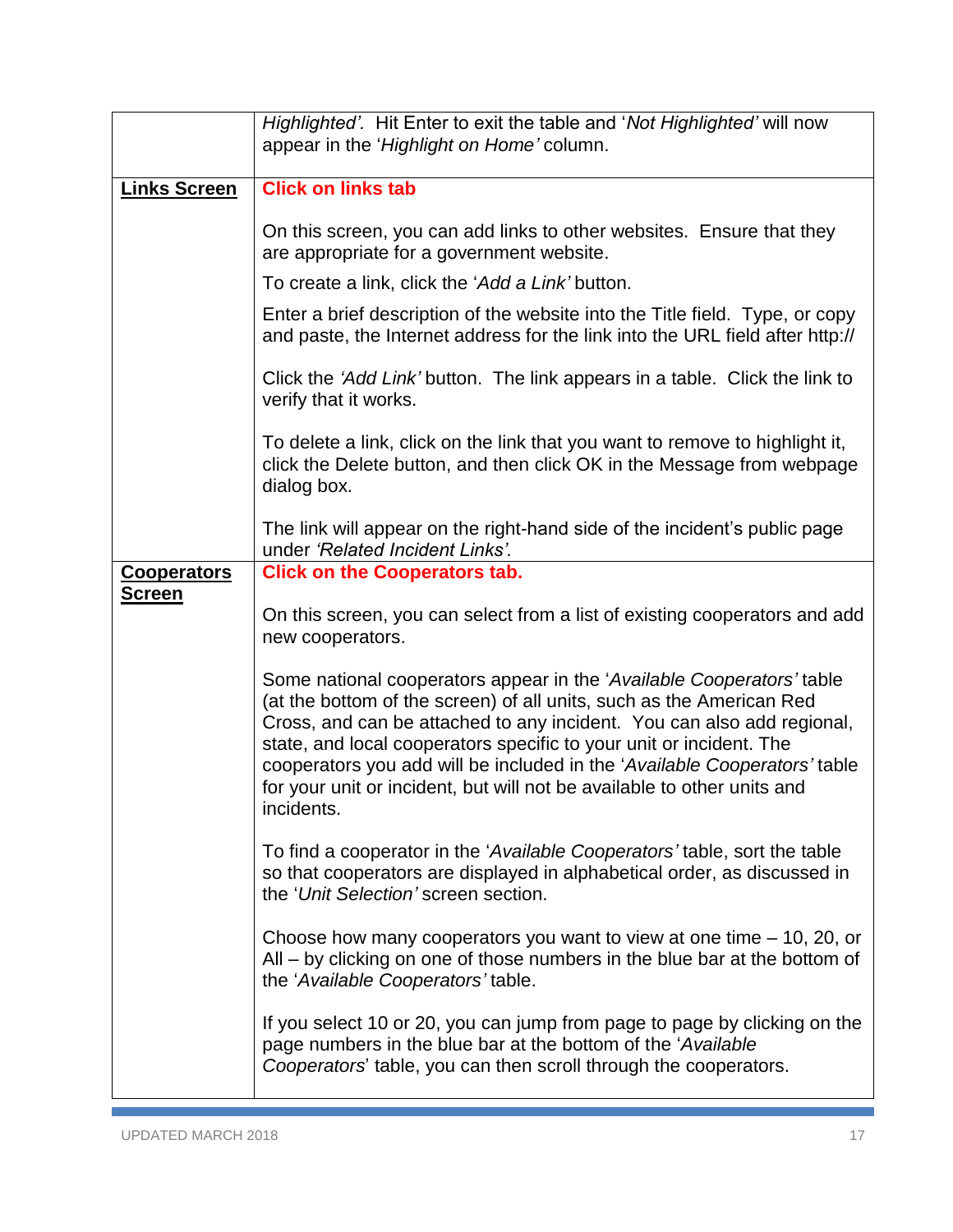| | |
|---|---|
| | *Highlighted'*. Hit Enter to exit the table and '*Not Highlighted'* will now appear in the '*Highlight on Home'* column. |
| **Links Screen** | **Click on links tab**<br><br>On this screen, you can add links to other websites. Ensure that they are appropriate for a government website.<br><br>To create a link, click the '*Add a Link'* button.<br><br>Enter a brief description of the website into the Title field. Type, or copy and paste, the Internet address for the link into the URL field after http://<br><br>Click the *'Add Link'* button. The link appears in a table. Click the link to verify that it works.<br><br>To delete a link, click on the link that you want to remove to highlight it, click the Delete button, and then click OK in the Message from webpage dialog box.<br><br>The link will appear on the right-hand side of the incident's public page under *'Related Incident Links'.* |
| **Cooperators Screen** | **Click on the Cooperators tab.**<br><br>On this screen, you can select from a list of existing cooperators and add new cooperators.<br><br>Some national cooperators appear in the '*Available Cooperators'* table (at the bottom of the screen) of all units, such as the American Red Cross, and can be attached to any incident. You can also add regional, state, and local cooperators specific to your unit or incident. The cooperators you add will be included in the '*Available Cooperators'* table for your unit or incident, but will not be available to other units and incidents.<br><br>To find a cooperator in the '*Available Cooperators'* table, sort the table so that cooperators are displayed in alphabetical order, as discussed in the '*Unit Selection'* screen section.<br><br>Choose how many cooperators you want to view at one time – 10, 20, or All – by clicking on one of those numbers in the blue bar at the bottom of the '*Available Cooperators'* table.<br><br>If you select 10 or 20, you can jump from page to page by clicking on the page numbers in the blue bar at the bottom of the '*Available Cooperators*' table, you can then scroll through the cooperators. |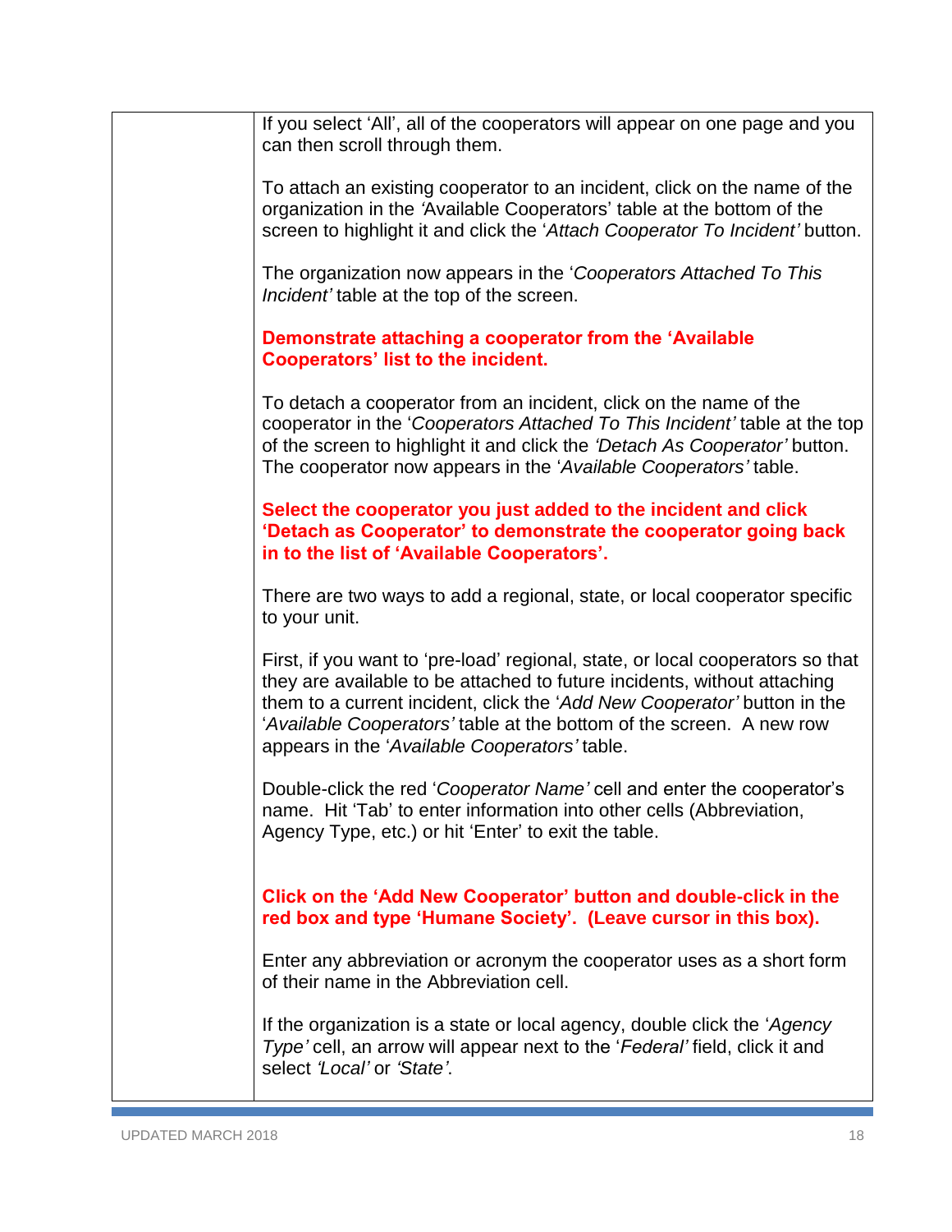If you select 'All', all of the cooperators will appear on one page and you can then scroll through them.

To attach an existing cooperator to an incident, click on the name of the organization in the 'Available Cooperators' table at the bottom of the screen to highlight it and click the '*Attach Cooperator To Incident'* button.

The organization now appears in the '*Cooperators Attached To This Incident'* table at the top of the screen.

**Demonstrate attaching a cooperator from the 'Available Cooperators' list to the incident.**

To detach a cooperator from an incident, click on the name of the cooperator in the '*Cooperators Attached To This Incident'* table at the top of the screen to highlight it and click the *'Detach As Cooperator'* button. The cooperator now appears in the '*Available Cooperators'* table.

**Select the cooperator you just added to the incident and click 'Detach as Cooperator' to demonstrate the cooperator going back in to the list of 'Available Cooperators'.**

There are two ways to add a regional, state, or local cooperator specific to your unit.

First, if you want to 'pre-load' regional, state, or local cooperators so that they are available to be attached to future incidents, without attaching them to a current incident, click the '*Add New Cooperator'* button in the '*Available Cooperators'* table at the bottom of the screen. A new row appears in the '*Available Cooperators'* table.

Double-click the red '*Cooperator Name'* cell and enter the cooperator's name. Hit 'Tab' to enter information into other cells (Abbreviation, Agency Type, etc.) or hit 'Enter' to exit the table.

**Click on the 'Add New Cooperator' button and double-click in the red box and type 'Humane Society'. (Leave cursor in this box).**

Enter any abbreviation or acronym the cooperator uses as a short form of their name in the Abbreviation cell.

If the organization is a state or local agency, double click the '*Agency Type'* cell, an arrow will appear next to the '*Federal'* field, click it and select *'Local'* or *'State'*.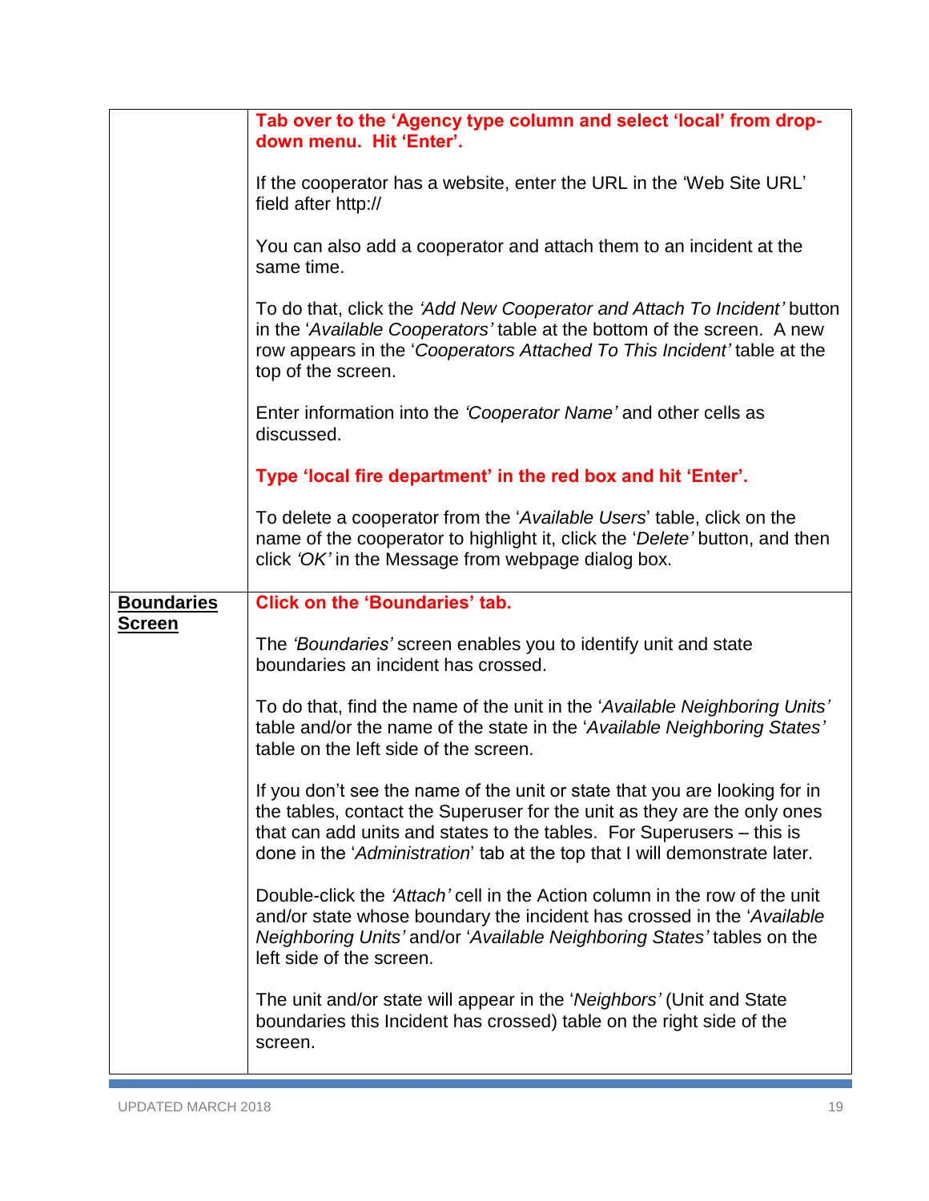| | |
|---|---|
| | **Tab over to the 'Agency type column and select 'local' from drop-down menu. Hit 'Enter'.**<br><br>If the cooperator has a website, enter the URL in the 'Web Site URL' field after http://<br><br>You can also add a cooperator and attach them to an incident at the same time.<br><br>To do that, click the *'Add New Cooperator and Attach To Incident'* button in the '*Available Cooperators'* table at the bottom of the screen. A new row appears in the '*Cooperators Attached To This Incident'* table at the top of the screen.<br><br>Enter information into the *'Cooperator Name'* and other cells as discussed.<br><br>**Type 'local fire department' in the red box and hit 'Enter'.**<br><br>To delete a cooperator from the '*Available Users*' table, click on the name of the cooperator to highlight it, click the '*Delete'* button, and then click *'OK'* in the Message from webpage dialog box. |
| **Boundaries Screen** | **Click on the 'Boundaries' tab.**<br><br>The *'Boundaries'* screen enables you to identify unit and state boundaries an incident has crossed.<br><br>To do that, find the name of the unit in the '*Available Neighboring Units'* table and/or the name of the state in the '*Available Neighboring States'* table on the left side of the screen.<br><br>If you don't see the name of the unit or state that you are looking for in the tables, contact the Superuser for the unit as they are the only ones that can add units and states to the tables. For Superusers – this is done in the '*Administration*' tab at the top that I will demonstrate later.<br><br>Double-click the *'Attach'* cell in the Action column in the row of the unit and/or state whose boundary the incident has crossed in the '*Available Neighboring Units'* and/or '*Available Neighboring States'* tables on the left side of the screen.<br><br>The unit and/or state will appear in the '*Neighbors'* (Unit and State boundaries this Incident has crossed) table on the right side of the screen. |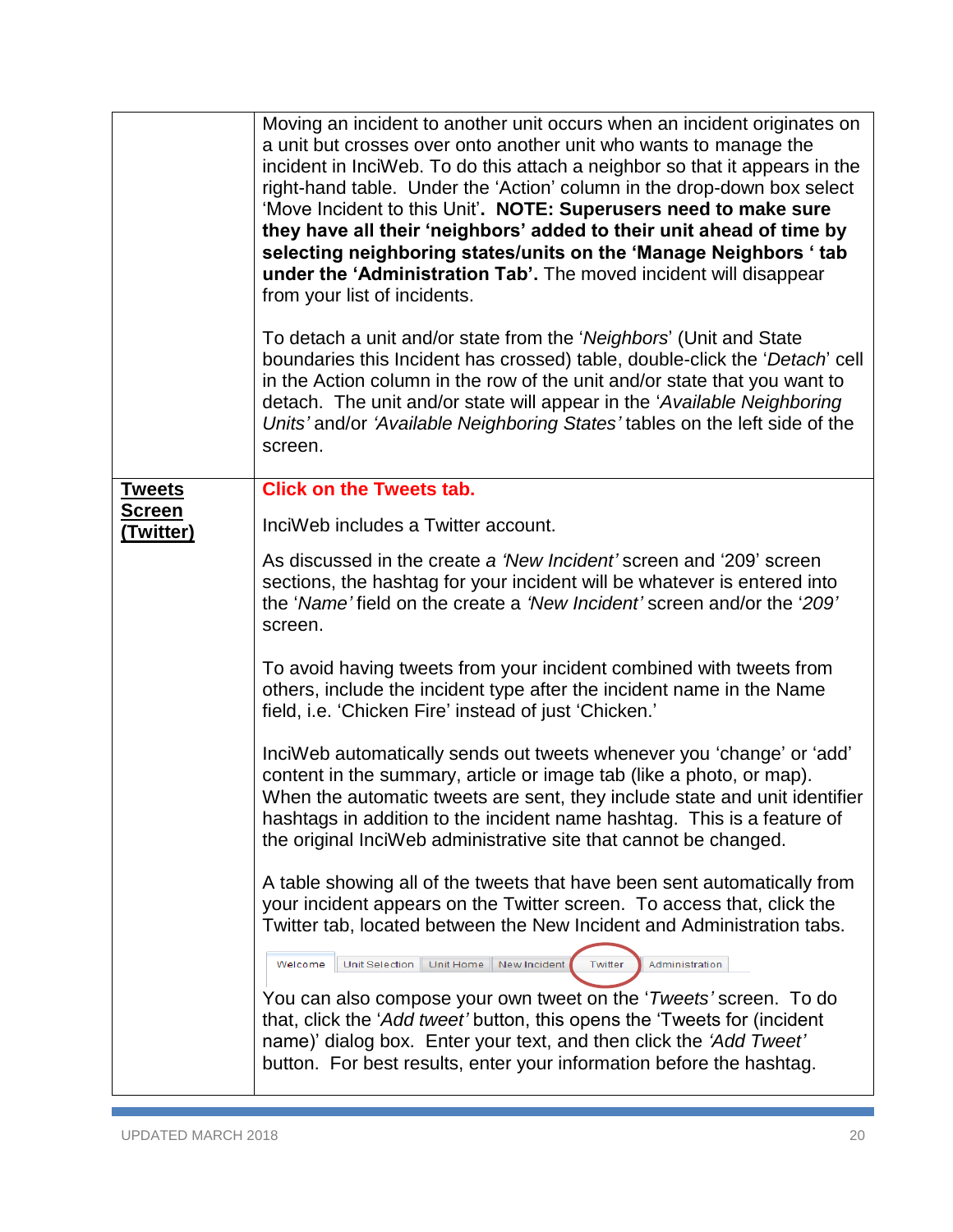| | |
|---|---|
| | Moving an incident to another unit occurs when an incident originates on a unit but crosses over onto another unit who wants to manage the incident in InciWeb. To do this attach a neighbor so that it appears in the right-hand table. Under the 'Action' column in the drop-down box select 'Move Incident to this Unit'**. NOTE: Superusers need to make sure they have all their 'neighbors' added to their unit ahead of time by selecting neighboring states/units on the 'Manage Neighbors ' tab under the 'Administration Tab'.** The moved incident will disappear from your list of incidents.<br><br>To detach a unit and/or state from the '*Neighbors*' (Unit and State boundaries this Incident has crossed) table, double-click the '*Detach*' cell in the Action column in the row of the unit and/or state that you want to detach. The unit and/or state will appear in the '*Available Neighboring Units'* and/or *'Available Neighboring States'* tables on the left side of the screen. |
| **Tweets Screen (Twitter)** | **Click on the Tweets tab.**<br><br>InciWeb includes a Twitter account.<br><br>As discussed in the create *a 'New Incident'* screen and '209' screen sections, the hashtag for your incident will be whatever is entered into the '*Name'* field on the create a *'New Incident'* screen and/or the '*209'* screen.<br><br>To avoid having tweets from your incident combined with tweets from others, include the incident type after the incident name in the Name field, i.e. 'Chicken Fire' instead of just 'Chicken.'<br><br>InciWeb automatically sends out tweets whenever you 'change' or 'add' content in the summary, article or image tab (like a photo, or map). When the automatic tweets are sent, they include state and unit identifier hashtags in addition to the incident name hashtag. This is a feature of the original InciWeb administrative site that cannot be changed.<br><br>A table showing all of the tweets that have been sent automatically from your incident appears on the Twitter screen. To access that, click the Twitter tab, located between the New Incident and Administration tabs.<br><br>Welcome \| Unit Selection \| Unit Home \| New Incident \| Twitter \| Administration<br><br>You can also compose your own tweet on the '*Tweets'* screen. To do that, click the '*Add tweet'* button, this opens the 'Tweets for (incident name)' dialog box. Enter your text, and then click the *'Add Tweet'* button. For best results, enter your information before the hashtag. |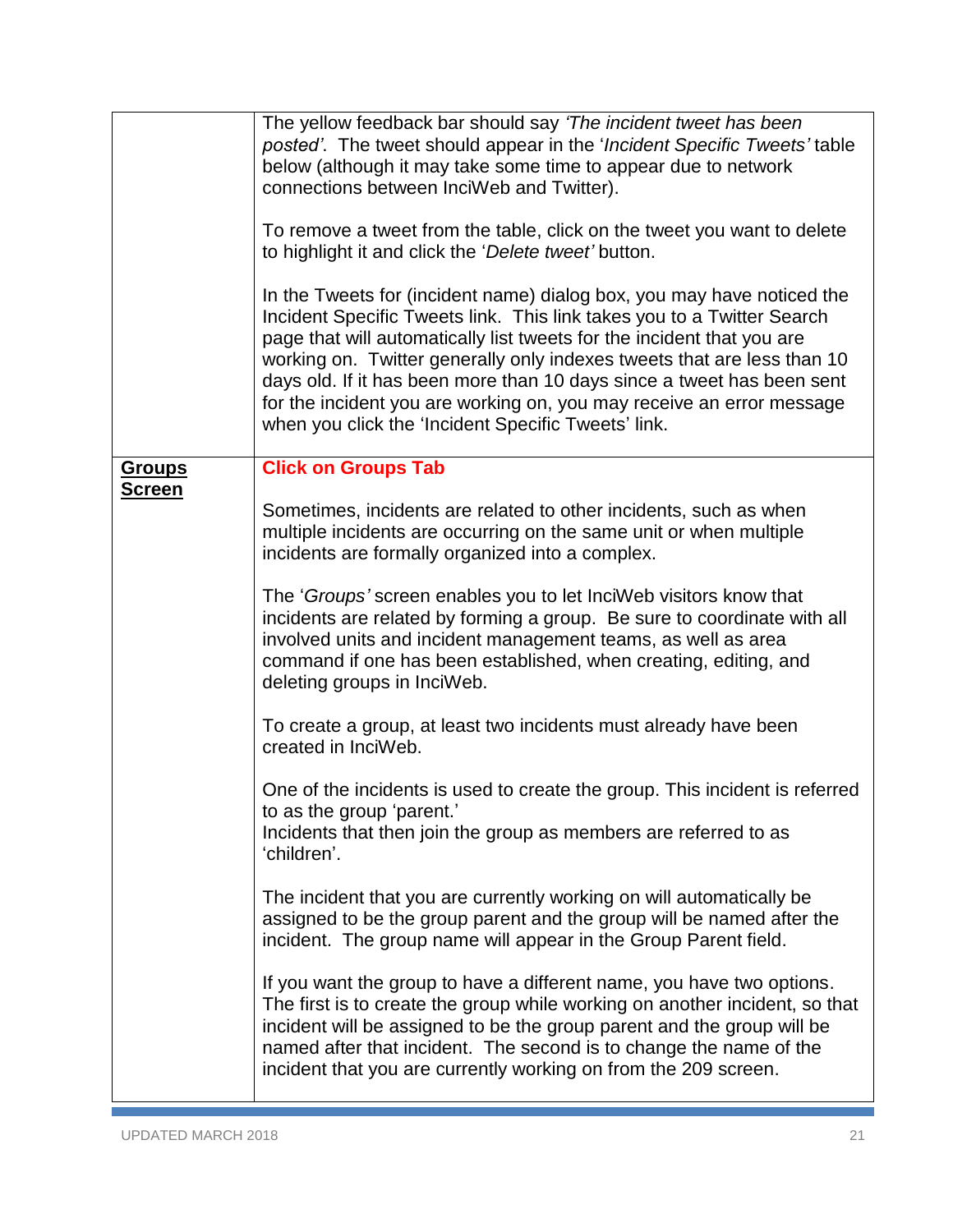| | |
|---|---|
| | The yellow feedback bar should say *'The incident tweet has been posted'*. The tweet should appear in the '*Incident Specific Tweets'* table below (although it may take some time to appear due to network connections between InciWeb and Twitter).<br><br>To remove a tweet from the table, click on the tweet you want to delete to highlight it and click the '*Delete tweet'* button.<br><br>In the Tweets for (incident name) dialog box, you may have noticed the Incident Specific Tweets link. This link takes you to a Twitter Search page that will automatically list tweets for the incident that you are working on. Twitter generally only indexes tweets that are less than 10 days old. If it has been more than 10 days since a tweet has been sent for the incident you are working on, you may receive an error message when you click the 'Incident Specific Tweets' link. |
| **Groups Screen** | **Click on Groups Tab**<br><br>Sometimes, incidents are related to other incidents, such as when multiple incidents are occurring on the same unit or when multiple incidents are formally organized into a complex.<br><br>The '*Groups'* screen enables you to let InciWeb visitors know that incidents are related by forming a group. Be sure to coordinate with all involved units and incident management teams, as well as area command if one has been established, when creating, editing, and deleting groups in InciWeb.<br><br>To create a group, at least two incidents must already have been created in InciWeb.<br><br>One of the incidents is used to create the group. This incident is referred to as the group 'parent.'<br>Incidents that then join the group as members are referred to as 'children'.<br><br>The incident that you are currently working on will automatically be assigned to be the group parent and the group will be named after the incident. The group name will appear in the Group Parent field.<br><br>If you want the group to have a different name, you have two options. The first is to create the group while working on another incident, so that incident will be assigned to be the group parent and the group will be named after that incident. The second is to change the name of the incident that you are currently working on from the 209 screen. |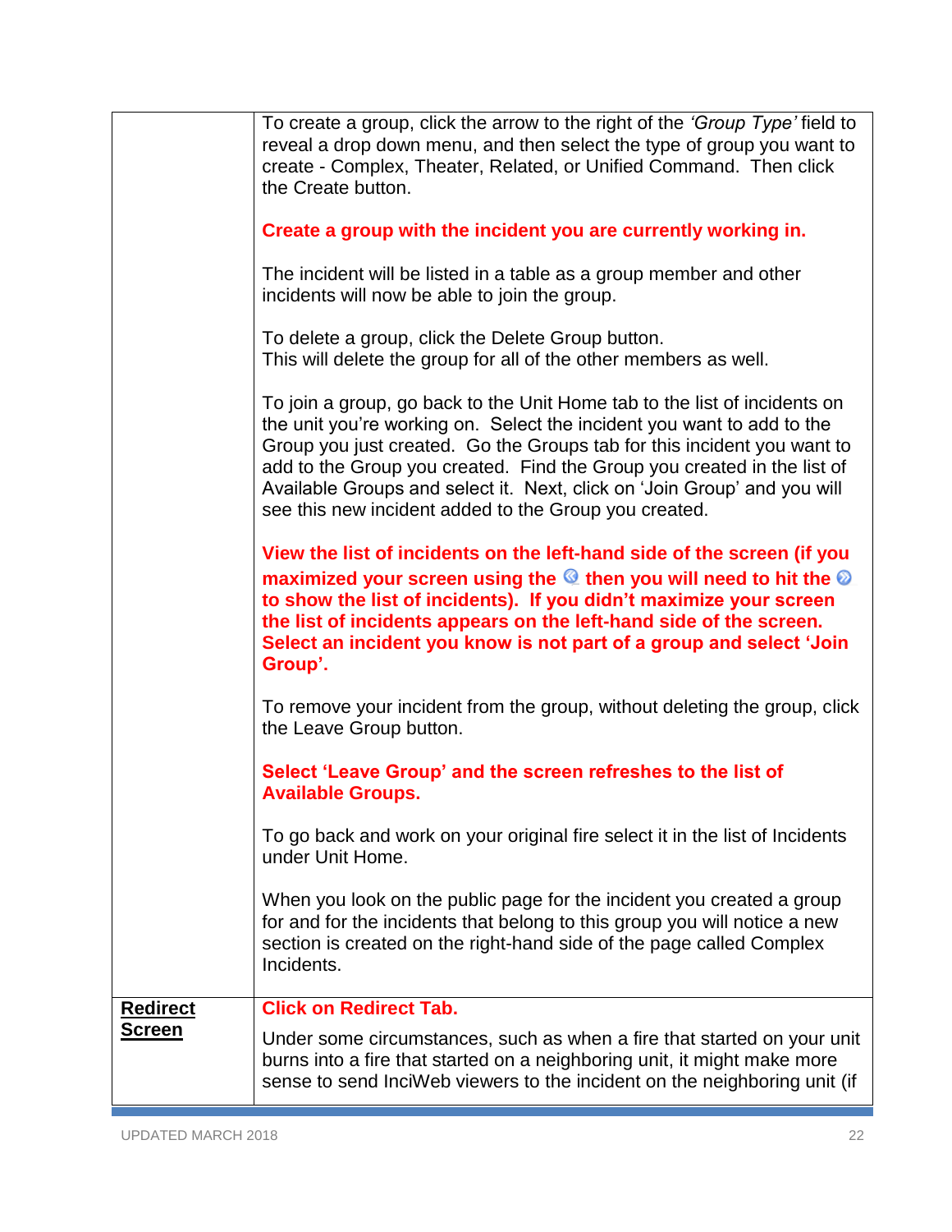| | |
|---|---|
| | To create a group, click the arrow to the right of the *'Group Type'* field to reveal a drop down menu, and then select the type of group you want to create - Complex, Theater, Related, or Unified Command. Then click the Create button.<br><br>**Create a group with the incident you are currently working in.**<br><br>The incident will be listed in a table as a group member and other incidents will now be able to join the group.<br><br>To delete a group, click the Delete Group button.<br>This will delete the group for all of the other members as well.<br><br>To join a group, go back to the Unit Home tab to the list of incidents on the unit you're working on. Select the incident you want to add to the Group you just created. Go the Groups tab for this incident you want to add to the Group you created. Find the Group you created in the list of Available Groups and select it. Next, click on 'Join Group' and you will see this new incident added to the Group you created.<br><br>**View the list of incidents on the left-hand side of the screen (if you maximized your screen using the « then you will need to hit the » to show the list of incidents). If you didn't maximize your screen the list of incidents appears on the left-hand side of the screen. Select an incident you know is not part of a group and select 'Join Group'.**<br><br>To remove your incident from the group, without deleting the group, click the Leave Group button.<br><br>**Select 'Leave Group' and the screen refreshes to the list of Available Groups.**<br><br>To go back and work on your original fire select it in the list of Incidents under Unit Home.<br><br>When you look on the public page for the incident you created a group for and for the incidents that belong to this group you will notice a new section is created on the right-hand side of the page called Complex Incidents. |
| **Redirect Screen** | **Click on Redirect Tab.**<br><br>Under some circumstances, such as when a fire that started on your unit burns into a fire that started on a neighboring unit, it might make more sense to send InciWeb viewers to the incident on the neighboring unit (if |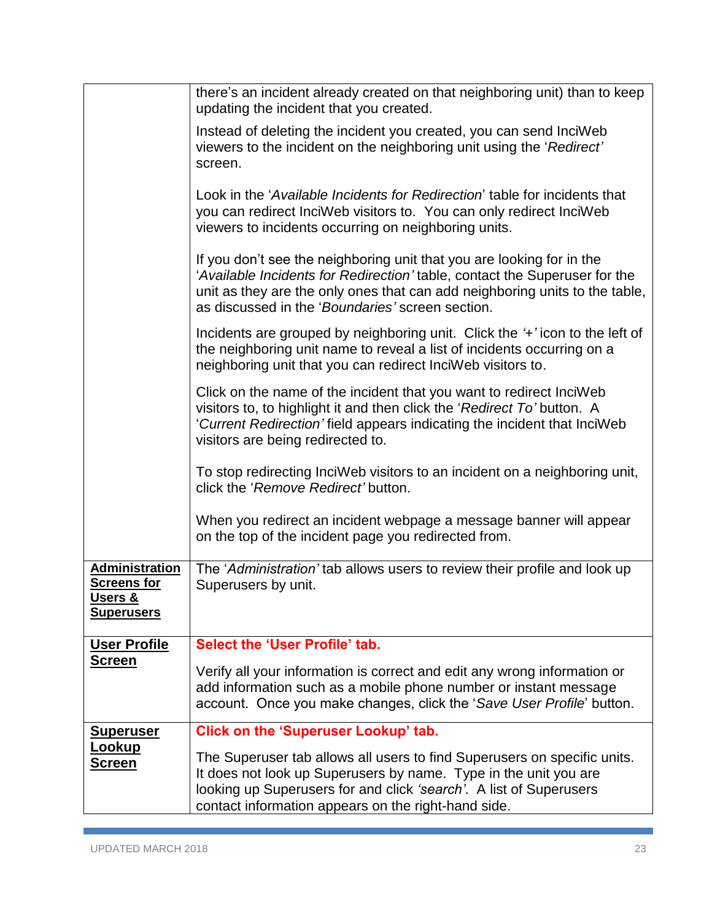| | |
|---|---|
| | there's an incident already created on that neighboring unit) than to keep updating the incident that you created.<br><br>Instead of deleting the incident you created, you can send InciWeb viewers to the incident on the neighboring unit using the '*Redirect'* screen.<br><br>Look in the '*Available Incidents for Redirection*' table for incidents that you can redirect InciWeb visitors to. You can only redirect InciWeb viewers to incidents occurring on neighboring units.<br><br>If you don't see the neighboring unit that you are looking for in the '*Available Incidents for Redirection'* table, contact the Superuser for the unit as they are the only ones that can add neighboring units to the table, as discussed in the '*Boundaries'* screen section.<br><br>Incidents are grouped by neighboring unit. Click the *'+'* icon to the left of the neighboring unit name to reveal a list of incidents occurring on a neighboring unit that you can redirect InciWeb visitors to.<br><br>Click on the name of the incident that you want to redirect InciWeb visitors to, to highlight it and then click the '*Redirect To'* button. A '*Current Redirection'* field appears indicating the incident that InciWeb visitors are being redirected to.<br><br>To stop redirecting InciWeb visitors to an incident on a neighboring unit, click the '*Remove Redirect'* button.<br><br>When you redirect an incident webpage a message banner will appear on the top of the incident page you redirected from. |
| **Administration Screens for Users & Superusers** | The '*Administration'* tab allows users to review their profile and look up Superusers by unit. |
| **User Profile Screen** | **Select the 'User Profile' tab.**<br><br>Verify all your information is correct and edit any wrong information or add information such as a mobile phone number or instant message account. Once you make changes, click the '*Save User Profile*' button. |
| **Superuser Lookup Screen** | **Click on the 'Superuser Lookup' tab.**<br><br>The Superuser tab allows all users to find Superusers on specific units. It does not look up Superusers by name. Type in the unit you are looking up Superusers for and click *'search'*. A list of Superusers contact information appears on the right-hand side. |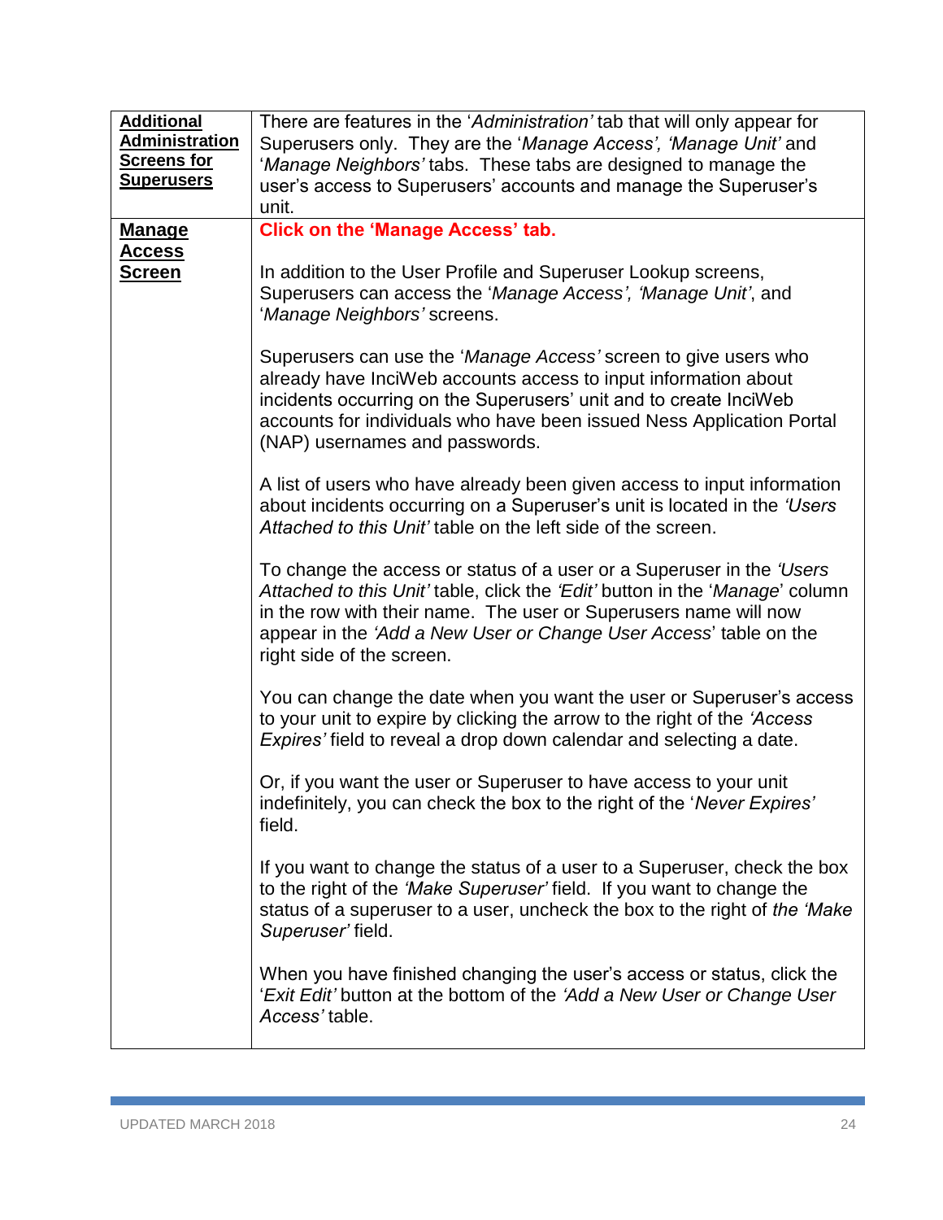| **Additional Administration Screens for Superusers** | There are features in the '*Administration'* tab that will only appear for Superusers only. They are the '*Manage Access', 'Manage Unit'* and '*Manage Neighbors'* tabs. These tabs are designed to manage the user's access to Superusers' accounts and manage the Superuser's unit. |
|---|---|
| **Manage Access Screen** | **Click on the 'Manage Access' tab.**<br><br>In addition to the User Profile and Superuser Lookup screens, Superusers can access the '*Manage Access', 'Manage Unit'*, and '*Manage Neighbors'* screens.<br><br>Superusers can use the '*Manage Access'* screen to give users who already have InciWeb accounts access to input information about incidents occurring on the Superusers' unit and to create InciWeb accounts for individuals who have been issued Ness Application Portal (NAP) usernames and passwords.<br><br>A list of users who have already been given access to input information about incidents occurring on a Superuser's unit is located in the *'Users Attached to this Unit'* table on the left side of the screen.<br><br>To change the access or status of a user or a Superuser in the *'Users Attached to this Unit'* table, click the *'Edit'* button in the '*Manage*' column in the row with their name. The user or Superusers name will now appear in the *'Add a New User or Change User Access*' table on the right side of the screen.<br><br>You can change the date when you want the user or Superuser's access to your unit to expire by clicking the arrow to the right of the *'Access Expires'* field to reveal a drop down calendar and selecting a date.<br><br>Or, if you want the user or Superuser to have access to your unit indefinitely, you can check the box to the right of the '*Never Expires'* field.<br><br>If you want to change the status of a user to a Superuser, check the box to the right of the *'Make Superuser'* field. If you want to change the status of a superuser to a user, uncheck the box to the right of *the 'Make Superuser'* field.<br><br>When you have finished changing the user's access or status, click the '*Exit Edit'* button at the bottom of the *'Add a New User or Change User Access'* table. |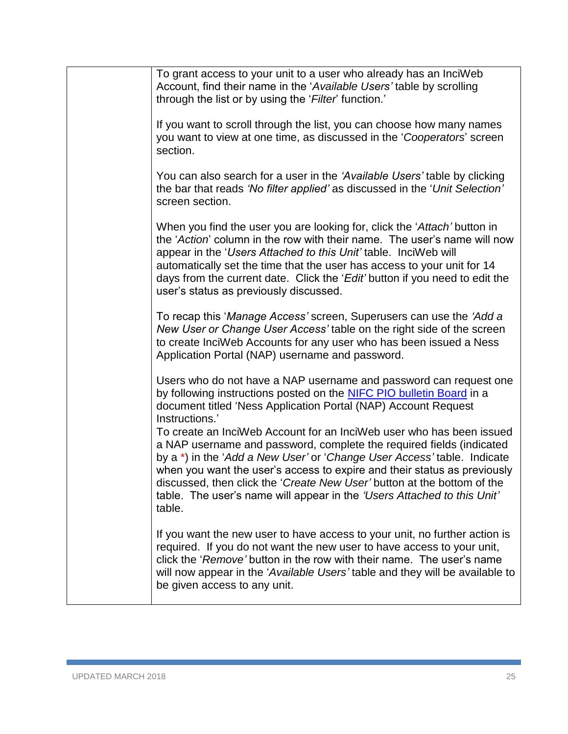| | |
|---|---|
| | To grant access to your unit to a user who already has an InciWeb Account, find their name in the '*Available Users'* table by scrolling through the list or by using the '*Filter*' function.'<br><br>If you want to scroll through the list, you can choose how many names you want to view at one time, as discussed in the '*Cooperators*' screen section.<br><br>You can also search for a user in the *'Available Users'* table by clicking the bar that reads *'No filter applied'* as discussed in the '*Unit Selection'* screen section.<br><br>When you find the user you are looking for, click the '*Attach'* button in the '*Action*' column in the row with their name. The user's name will now appear in the '*Users Attached to this Unit'* table. InciWeb will automatically set the time that the user has access to your unit for 14 days from the current date. Click the '*Edit'* button if you need to edit the user's status as previously discussed.<br><br>To recap this '*Manage Access'* screen, Superusers can use the *'Add a New User or Change User Access'* table on the right side of the screen to create InciWeb Accounts for any user who has been issued a Ness Application Portal (NAP) username and password.<br><br>Users who do not have a NAP username and password can request one by following instructions posted on the NIFC PIO bulletin Board in a document titled 'Ness Application Portal (NAP) Account Request Instructions.'<br>To create an InciWeb Account for an InciWeb user who has been issued a NAP username and password, complete the required fields (indicated by a *) in the '*Add a New User'* or '*Change User Access'* table. Indicate when you want the user's access to expire and their status as previously discussed, then click the '*Create New User'* button at the bottom of the table. The user's name will appear in the *'Users Attached to this Unit'* table.<br><br>If you want the new user to have access to your unit, no further action is required. If you do not want the new user to have access to your unit, click the '*Remove'* button in the row with their name. The user's name will now appear in the '*Available Users'* table and they will be available to be given access to any unit. |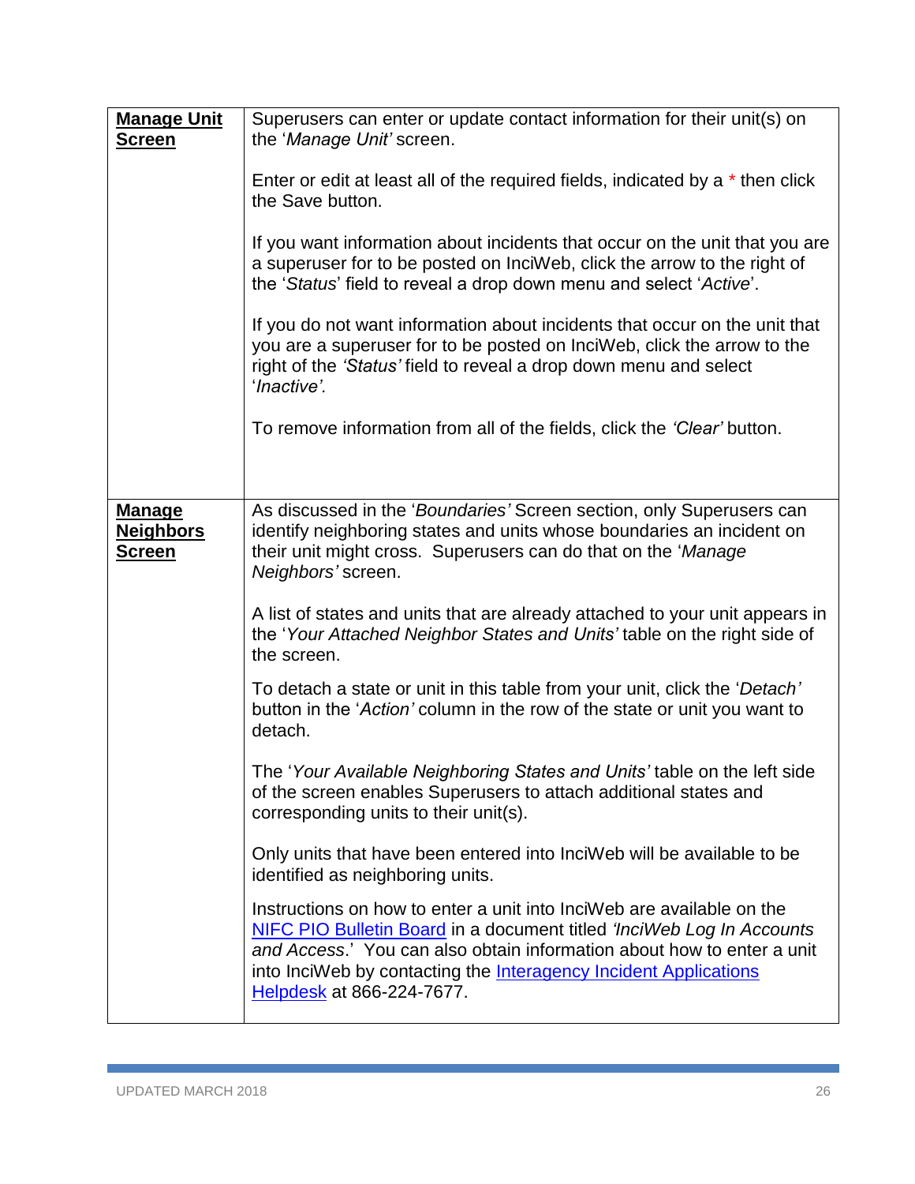| | |
|---|---|
| **Manage Unit Screen** | Superusers can enter or update contact information for their unit(s) on the '*Manage Unit'* screen.<br><br>Enter or edit at least all of the required fields, indicated by a * then click the Save button.<br><br>If you want information about incidents that occur on the unit that you are a superuser for to be posted on InciWeb, click the arrow to the right of the '*Status*' field to reveal a drop down menu and select '*Active*'.<br><br>If you do not want information about incidents that occur on the unit that you are a superuser for to be posted on InciWeb, click the arrow to the right of the *'Status'* field to reveal a drop down menu and select '*Inactive'.*<br><br>To remove information from all of the fields, click the *'Clear'* button. |
| **Manage Neighbors Screen** | As discussed in the '*Boundaries'* Screen section, only Superusers can identify neighboring states and units whose boundaries an incident on their unit might cross. Superusers can do that on the '*Manage Neighbors'* screen.<br><br>A list of states and units that are already attached to your unit appears in the '*Your Attached Neighbor States and Units'* table on the right side of the screen.<br><br>To detach a state or unit in this table from your unit, click the '*Detach'* button in the '*Action'* column in the row of the state or unit you want to detach.<br><br>The '*Your Available Neighboring States and Units'* table on the left side of the screen enables Superusers to attach additional states and corresponding units to their unit(s).<br><br>Only units that have been entered into InciWeb will be available to be identified as neighboring units.<br><br>Instructions on how to enter a unit into InciWeb are available on the NIFC PIO Bulletin Board in a document titled *'InciWeb Log In Accounts and Access*.' You can also obtain information about how to enter a unit into InciWeb by contacting the Interagency Incident Applications Helpdesk at 866-224-7677. |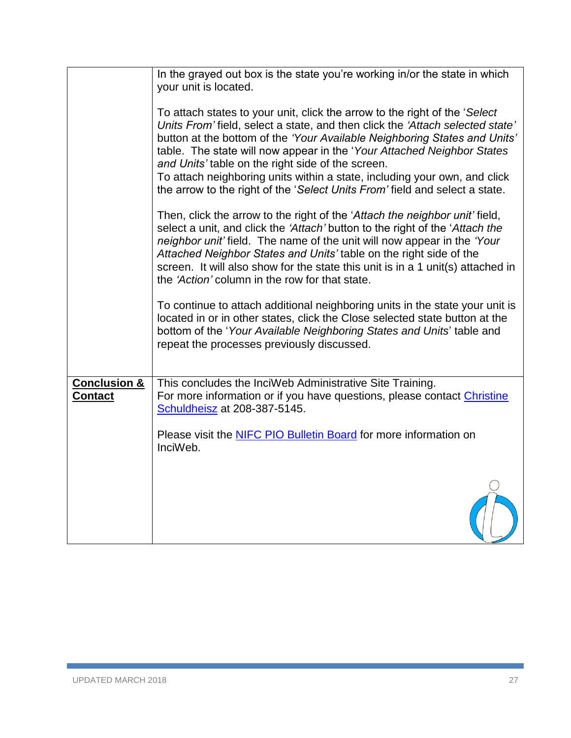| | |
|---|---|
| | In the grayed out box is the state you're working in/or the state in which your unit is located.<br><br>To attach states to your unit, click the arrow to the right of the '*Select Units From'* field, select a state, and then click the *'Attach selected state'* button at the bottom of the *'Your Available Neighboring States and Units'* table. The state will now appear in the '*Your Attached Neighbor States and Units'* table on the right side of the screen.<br>To attach neighboring units within a state, including your own, and click the arrow to the right of the '*Select Units From'* field and select a state.<br><br>Then, click the arrow to the right of the '*Attach the neighbor unit'* field, select a unit, and click the *'Attach'* button to the right of the '*Attach the neighbor unit'* field. The name of the unit will now appear in the *'Your Attached Neighbor States and Units'* table on the right side of the screen. It will also show for the state this unit is in a 1 unit(s) attached in the *'Action'* column in the row for that state.<br><br>To continue to attach additional neighboring units in the state your unit is located in or in other states, click the Close selected state button at the bottom of the '*Your Available Neighboring States and Units*' table and repeat the processes previously discussed. |
| **Conclusion & Contact** | This concludes the InciWeb Administrative Site Training.<br>For more information or if you have questions, please contact Christine Schuldheisz at 208-387-5145.<br><br>Please visit the NIFC PIO Bulletin Board for more information on InciWeb. |